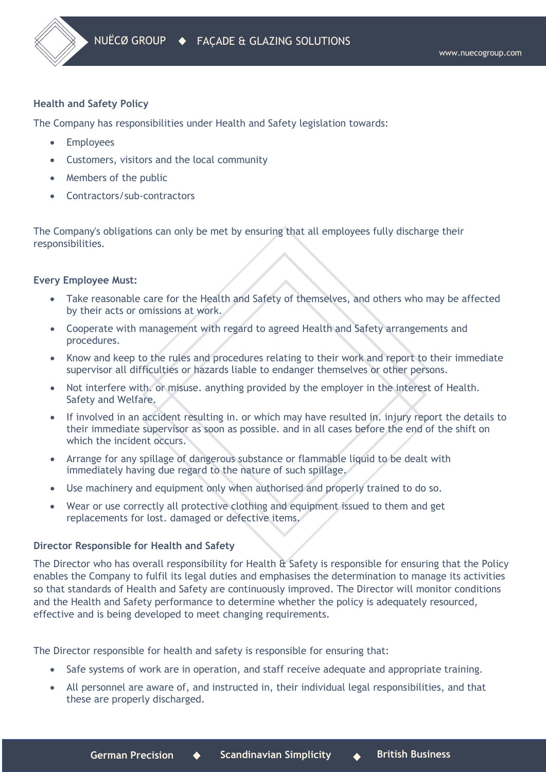**Health and Safety Policy**

The Company has responsibilities under Health and Safety legislation towards:

- Employees
- Customers, visitors and the local community
- Members of the public
- Contractors/sub-contractors

The Company's obligations can only be met by ensuring that all employees fully discharge their responsibilities.

**Every Employee Must:**

- Take reasonable care for the Health and Safety of themselves, and others who may be affected by their acts or omissions at work.
- Cooperate with management with regard to agreed Health and Safety arrangements and procedures.
- Know and keep to the rules and procedures relating to their work and report to their immediate supervisor all difficulties or hazards liable to endanger themselves or other persons.
- Not interfere with. or misuse. anything provided by the employer in the interest of Health. Safety and Welfare.
- If involved in an accident resulting in. or which may have resulted in. injury report the details to their immediate supervisor as soon as possible. and in all cases before the end of the shift on which the incident occurs.
- Arrange for any spillage of dangerous substance or flammable liquid to be dealt with immediately having due regard to the nature of such spillage.
- Use machinery and equipment only when authorised and properly trained to do so.
- Wear or use correctly all protective clothing and equipment issued to them and get replacements for lost. damaged or defective items.

**Director Responsible for Health and Safety**

The Director who has overall responsibility for Health & Safety is responsible for ensuring that the Policy enables the Company to fulfil its legal duties and emphasises the determination to manage its activities so that standards of Health and Safety are continuously improved. The Director will monitor conditions and the Health and Safety performance to determine whether the policy is adequately resourced, effective and is being developed to meet changing requirements.

The Director responsible for health and safety is responsible for ensuring that:

- Safe systems of work are in operation, and staff receive adequate and appropriate training.
- All personnel are aware of, and instructed in, their individual legal responsibilities, and that these are properly discharged.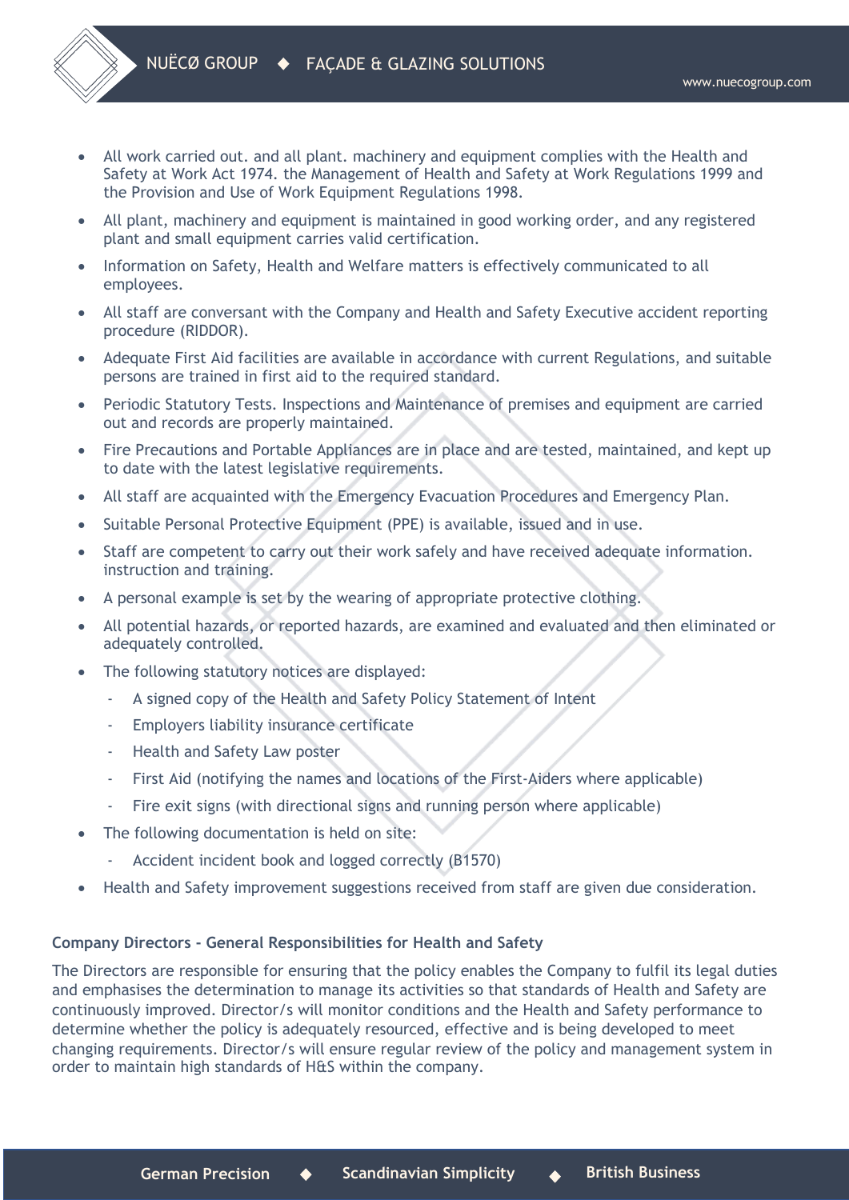- All work carried out. and all plant. machinery and equipment complies with the Health and Safety at Work Act 1974. the Management of Health and Safety at Work Regulations 1999 and the Provision and Use of Work Equipment Regulations 1998.
- All plant, machinery and equipment is maintained in good working order, and any registered plant and small equipment carries valid certification.
- Information on Safety, Health and Welfare matters is effectively communicated to all employees.
- All staff are conversant with the Company and Health and Safety Executive accident reporting procedure (RIDDOR).
- Adequate First Aid facilities are available in accordance with current Regulations, and suitable persons are trained in first aid to the required standard.
- Periodic Statutory Tests. Inspections and Maintenance of premises and equipment are carried out and records are properly maintained.
- Fire Precautions and Portable Appliances are in place and are tested, maintained, and kept up to date with the latest legislative requirements.
- All staff are acquainted with the Emergency Evacuation Procedures and Emergency Plan.
- Suitable Personal Protective Equipment (PPE) is available, issued and in use.
- Staff are competent to carry out their work safely and have received adequate information. instruction and training.
- A personal example is set by the wearing of appropriate protective clothing.
- All potential hazards, or reported hazards, are examined and evaluated and then eliminated or adequately controlled.
- The following statutory notices are displayed:
  - A signed copy of the Health and Safety Policy Statement of Intent
  - Employers liability insurance certificate
  - Health and Safety Law poster
  - First Aid (notifying the names and locations of the First-Aiders where applicable)
  - Fire exit signs (with directional signs and running person where applicable)
- The following documentation is held on site:
  - Accident incident book and logged correctly (B1570)
- Health and Safety improvement suggestions received from staff are given due consideration.

**Company Directors - General Responsibilities for Health and Safety**

The Directors are responsible for ensuring that the policy enables the Company to fulfil its legal duties and emphasises the determination to manage its activities so that standards of Health and Safety are continuously improved. Director/s will monitor conditions and the Health and Safety performance to determine whether the policy is adequately resourced, effective and is being developed to meet changing requirements. Director/s will ensure regular review of the policy and management system in order to maintain high standards of H&S within the company.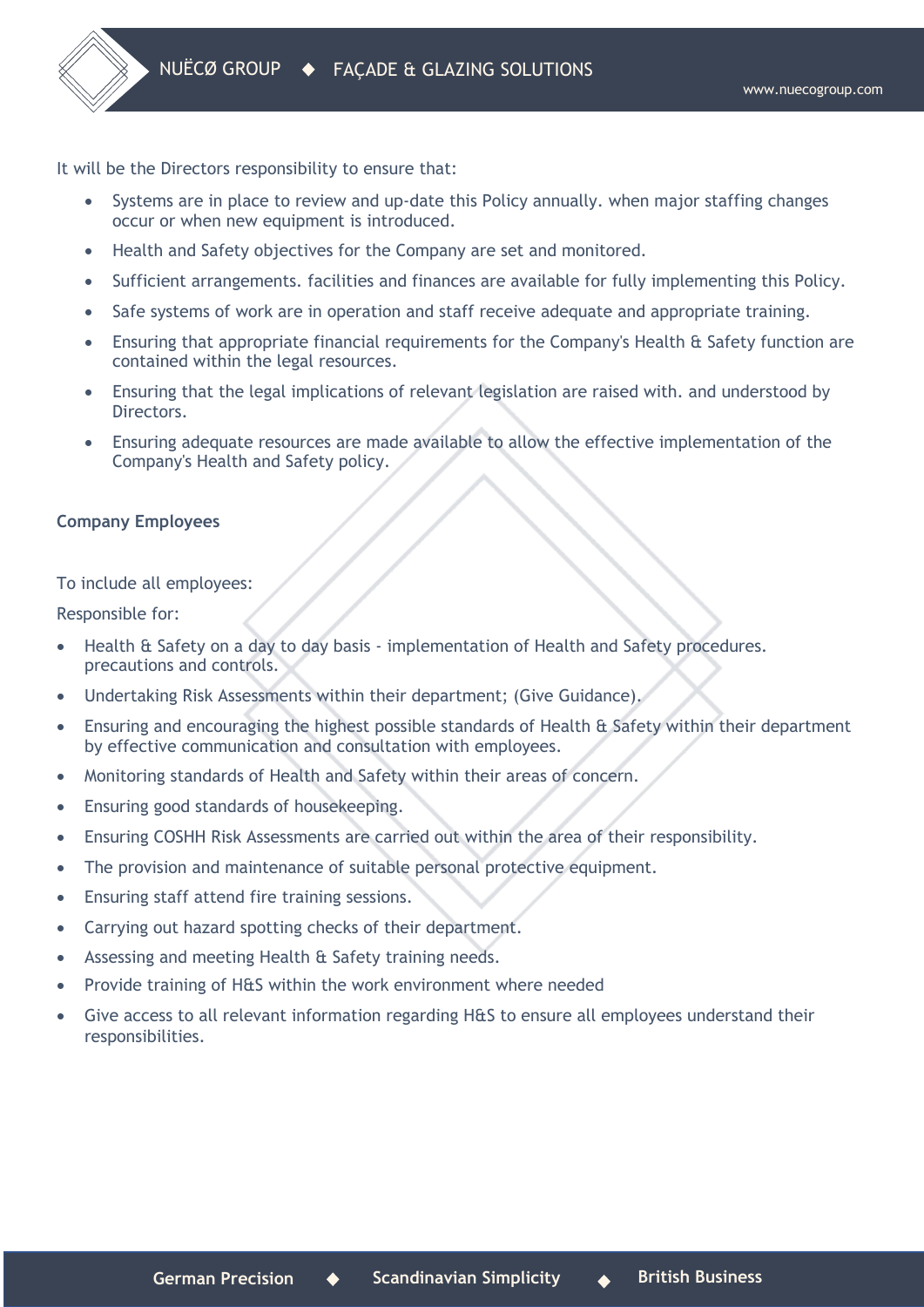It will be the Directors responsibility to ensure that:

- Systems are in place to review and up-date this Policy annually. when major staffing changes occur or when new equipment is introduced.
- Health and Safety objectives for the Company are set and monitored.
- Sufficient arrangements. facilities and finances are available for fully implementing this Policy.
- Safe systems of work are in operation and staff receive adequate and appropriate training.
- Ensuring that appropriate financial requirements for the Company's Health & Safety function are contained within the legal resources.
- Ensuring that the legal implications of relevant legislation are raised with. and understood by Directors.
- Ensuring adequate resources are made available to allow the effective implementation of the Company's Health and Safety policy.

**Company Employees**

To include all employees:

Responsible for:

- Health & Safety on a day to day basis - implementation of Health and Safety procedures. precautions and controls.
- Undertaking Risk Assessments within their department; (Give Guidance).
- Ensuring and encouraging the highest possible standards of Health & Safety within their department by effective communication and consultation with employees.
- Monitoring standards of Health and Safety within their areas of concern.
- Ensuring good standards of housekeeping.
- Ensuring COSHH Risk Assessments are carried out within the area of their responsibility.
- The provision and maintenance of suitable personal protective equipment.
- Ensuring staff attend fire training sessions.
- Carrying out hazard spotting checks of their department.
- Assessing and meeting Health & Safety training needs.
- Provide training of H&S within the work environment where needed
- Give access to all relevant information regarding H&S to ensure all employees understand their responsibilities.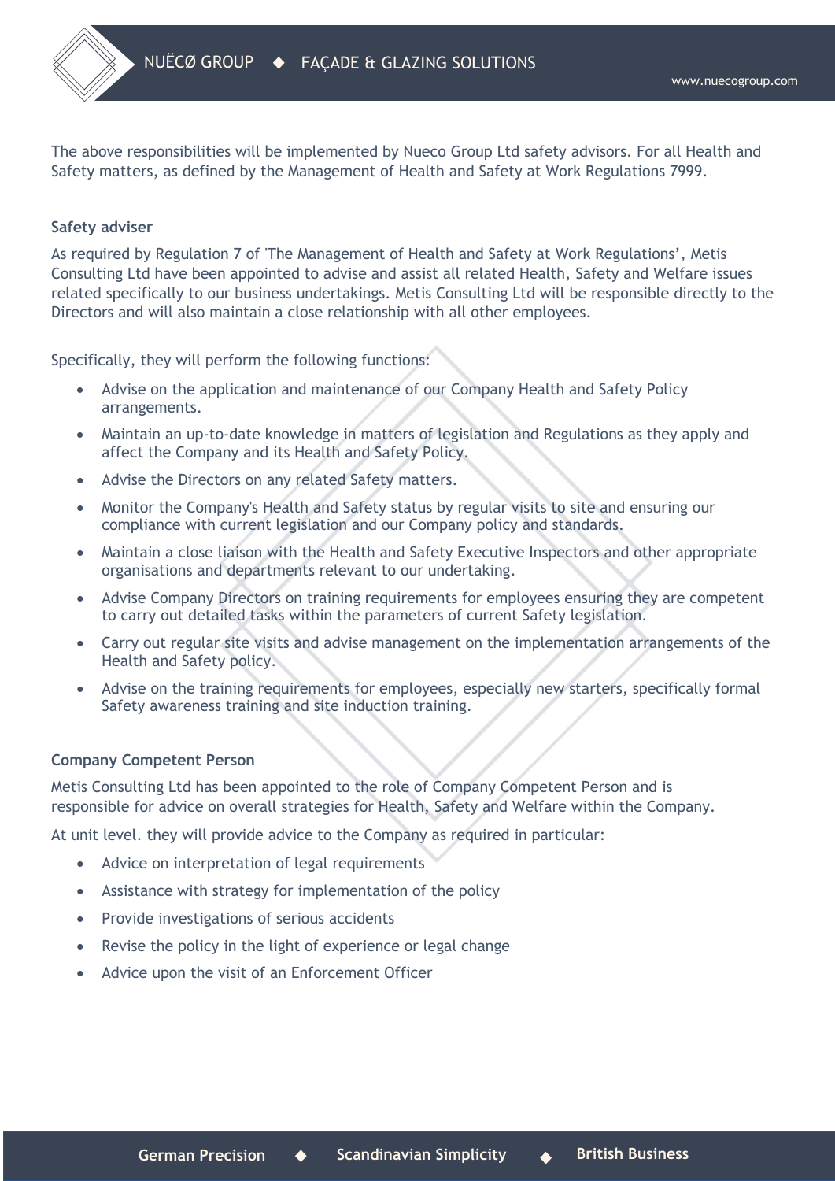The above responsibilities will be implemented by Nueco Group Ltd safety advisors. For all Health and Safety matters, as defined by the Management of Health and Safety at Work Regulations 7999.

**Safety adviser**

As required by Regulation 7 of 'The Management of Health and Safety at Work Regulations', Metis Consulting Ltd have been appointed to advise and assist all related Health, Safety and Welfare issues related specifically to our business undertakings. Metis Consulting Ltd will be responsible directly to the Directors and will also maintain a close relationship with all other employees.

Specifically, they will perform the following functions:

- Advise on the application and maintenance of our Company Health and Safety Policy arrangements.
- Maintain an up-to-date knowledge in matters of legislation and Regulations as they apply and affect the Company and its Health and Safety Policy.
- Advise the Directors on any related Safety matters.
- Monitor the Company's Health and Safety status by regular visits to site and ensuring our compliance with current legislation and our Company policy and standards.
- Maintain a close liaison with the Health and Safety Executive Inspectors and other appropriate organisations and departments relevant to our undertaking.
- Advise Company Directors on training requirements for employees ensuring they are competent to carry out detailed tasks within the parameters of current Safety legislation.
- Carry out regular site visits and advise management on the implementation arrangements of the Health and Safety policy.
- Advise on the training requirements for employees, especially new starters, specifically formal Safety awareness training and site induction training.

**Company Competent Person**

Metis Consulting Ltd has been appointed to the role of Company Competent Person and is responsible for advice on overall strategies for Health, Safety and Welfare within the Company.

At unit level. they will provide advice to the Company as required in particular:

- Advice on interpretation of legal requirements
- Assistance with strategy for implementation of the policy
- Provide investigations of serious accidents
- Revise the policy in the light of experience or legal change
- Advice upon the visit of an Enforcement Officer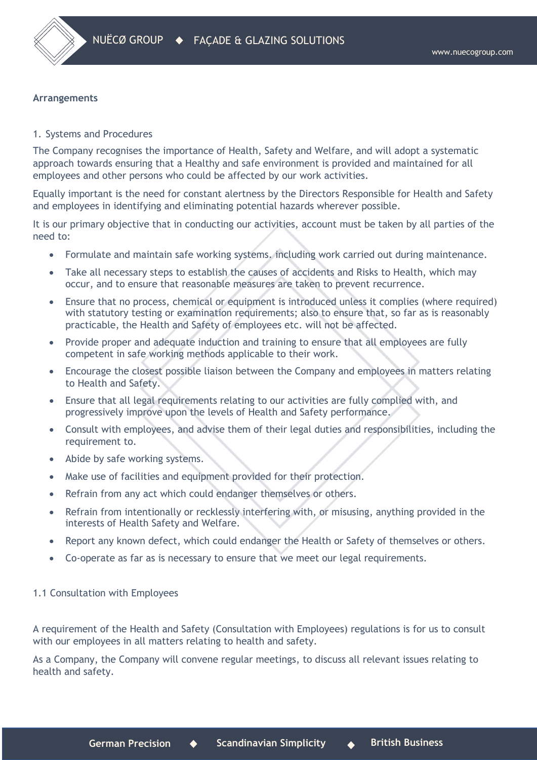**Arrangements**

1. Systems and Procedures

The Company recognises the importance of Health, Safety and Welfare, and will adopt a systematic approach towards ensuring that a Healthy and safe environment is provided and maintained for all employees and other persons who could be affected by our work activities.

Equally important is the need for constant alertness by the Directors Responsible for Health and Safety and employees in identifying and eliminating potential hazards wherever possible.

It is our primary objective that in conducting our activities, account must be taken by all parties of the need to:

- Formulate and maintain safe working systems. including work carried out during maintenance.
- Take all necessary steps to establish the causes of accidents and Risks to Health, which may occur, and to ensure that reasonable measures are taken to prevent recurrence.
- Ensure that no process, chemical or equipment is introduced unless it complies (where required) with statutory testing or examination requirements; also to ensure that, so far as is reasonably practicable, the Health and Safety of employees etc. will not be affected.
- Provide proper and adequate induction and training to ensure that all employees are fully competent in safe working methods applicable to their work.
- Encourage the closest possible liaison between the Company and employees in matters relating to Health and Safety.
- Ensure that all legal requirements relating to our activities are fully complied with, and progressively improve upon the levels of Health and Safety performance.
- Consult with employees, and advise them of their legal duties and responsibilities, including the requirement to.
- Abide by safe working systems.
- Make use of facilities and equipment provided for their protection.
- Refrain from any act which could endanger themselves or others.
- Refrain from intentionally or recklessly interfering with, or misusing, anything provided in the interests of Health Safety and Welfare.
- Report any known defect, which could endanger the Health or Safety of themselves or others.
- Co-operate as far as is necessary to ensure that we meet our legal requirements.

1.1 Consultation with Employees

A requirement of the Health and Safety (Consultation with Employees) regulations is for us to consult with our employees in all matters relating to health and safety.

As a Company, the Company will convene regular meetings, to discuss all relevant issues relating to health and safety.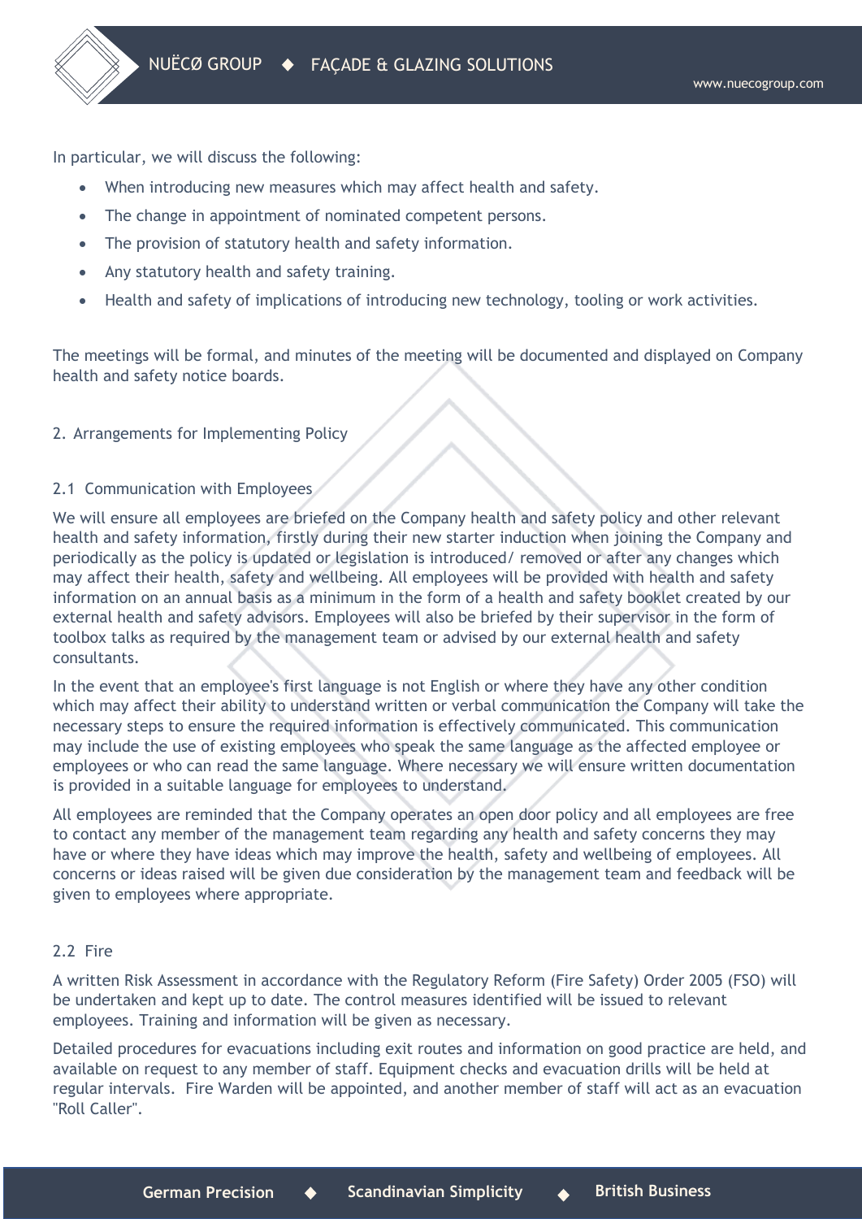In particular, we will discuss the following:

- When introducing new measures which may affect health and safety.
- The change in appointment of nominated competent persons.
- The provision of statutory health and safety information.
- Any statutory health and safety training.
- Health and safety of implications of introducing new technology, tooling or work activities.

The meetings will be formal, and minutes of the meeting will be documented and displayed on Company health and safety notice boards.

## 2. Arrangements for Implementing Policy

### 2.1 Communication with Employees

We will ensure all employees are briefed on the Company health and safety policy and other relevant health and safety information, firstly during their new starter induction when joining the Company and periodically as the policy is updated or legislation is introduced/ removed or after any changes which may affect their health, safety and wellbeing. All employees will be provided with health and safety information on an annual basis as a minimum in the form of a health and safety booklet created by our external health and safety advisors. Employees will also be briefed by their supervisor in the form of toolbox talks as required by the management team or advised by our external health and safety consultants.

In the event that an employee's first language is not English or where they have any other condition which may affect their ability to understand written or verbal communication the Company will take the necessary steps to ensure the required information is effectively communicated. This communication may include the use of existing employees who speak the same language as the affected employee or employees or who can read the same language. Where necessary we will ensure written documentation is provided in a suitable language for employees to understand.

All employees are reminded that the Company operates an open door policy and all employees are free to contact any member of the management team regarding any health and safety concerns they may have or where they have ideas which may improve the health, safety and wellbeing of employees. All concerns or ideas raised will be given due consideration by the management team and feedback will be given to employees where appropriate.

### 2.2 Fire

A written Risk Assessment in accordance with the Regulatory Reform (Fire Safety) Order 2005 (FSO) will be undertaken and kept up to date. The control measures identified will be issued to relevant employees. Training and information will be given as necessary.

Detailed procedures for evacuations including exit routes and information on good practice are held, and available on request to any member of staff. Equipment checks and evacuation drills will be held at regular intervals. Fire Warden will be appointed, and another member of staff will act as an evacuation "Roll Caller".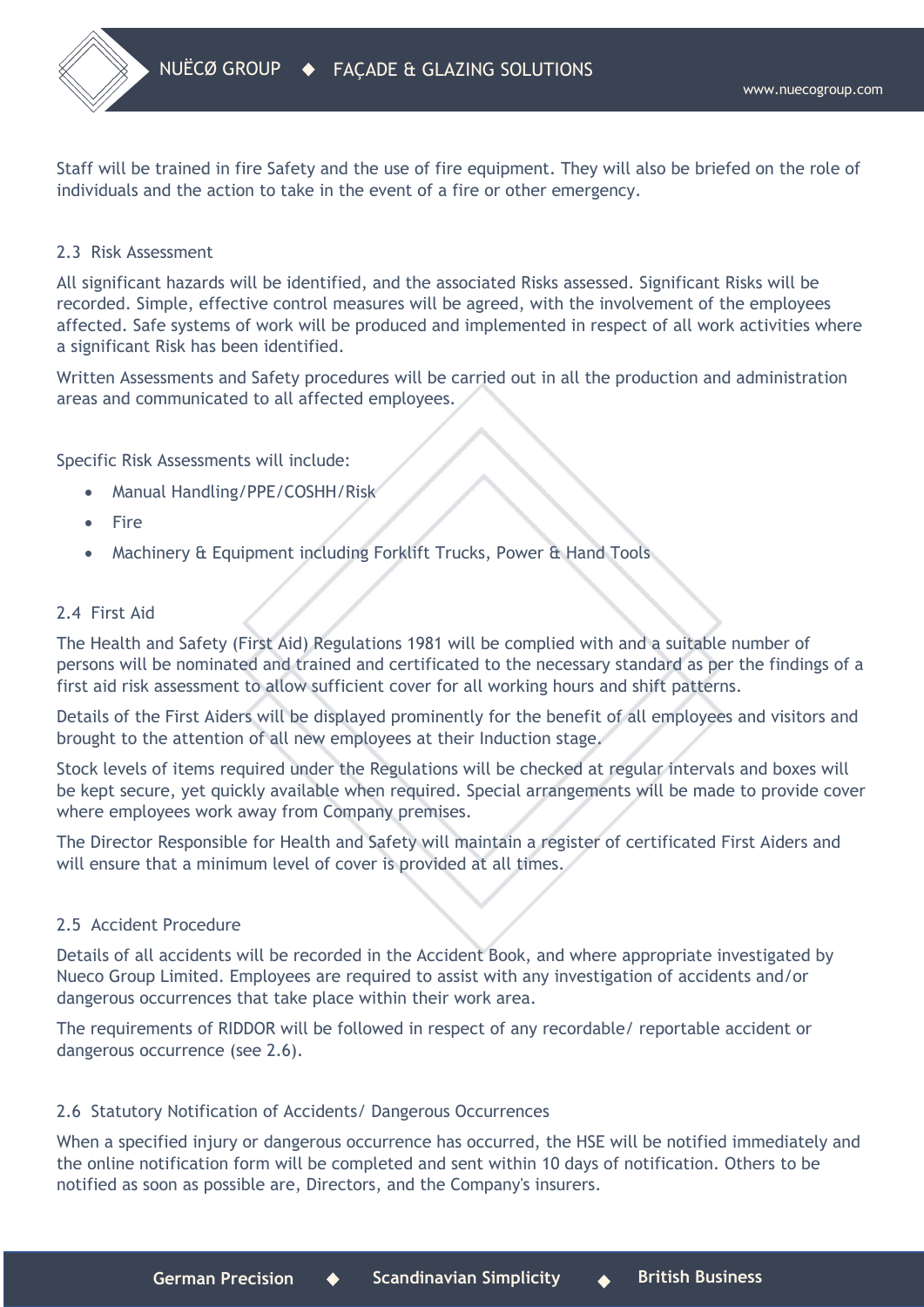Staff will be trained in fire Safety and the use of fire equipment. They will also be briefed on the role of individuals and the action to take in the event of a fire or other emergency.

### 2.3 Risk Assessment

All significant hazards will be identified, and the associated Risks assessed. Significant Risks will be recorded. Simple, effective control measures will be agreed, with the involvement of the employees affected. Safe systems of work will be produced and implemented in respect of all work activities where a significant Risk has been identified.

Written Assessments and Safety procedures will be carried out in all the production and administration areas and communicated to all affected employees.

Specific Risk Assessments will include:

- Manual Handling/PPE/COSHH/Risk
- Fire
- Machinery & Equipment including Forklift Trucks, Power & Hand Tools

### 2.4 First Aid

The Health and Safety (First Aid) Regulations 1981 will be complied with and a suitable number of persons will be nominated and trained and certificated to the necessary standard as per the findings of a first aid risk assessment to allow sufficient cover for all working hours and shift patterns.

Details of the First Aiders will be displayed prominently for the benefit of all employees and visitors and brought to the attention of all new employees at their Induction stage.

Stock levels of items required under the Regulations will be checked at regular intervals and boxes will be kept secure, yet quickly available when required. Special arrangements will be made to provide cover where employees work away from Company premises.

The Director Responsible for Health and Safety will maintain a register of certificated First Aiders and will ensure that a minimum level of cover is provided at all times.

### 2.5 Accident Procedure

Details of all accidents will be recorded in the Accident Book, and where appropriate investigated by Nueco Group Limited. Employees are required to assist with any investigation of accidents and/or dangerous occurrences that take place within their work area.

The requirements of RIDDOR will be followed in respect of any recordable/ reportable accident or dangerous occurrence (see 2.6).

### 2.6 Statutory Notification of Accidents/ Dangerous Occurrences

When a specified injury or dangerous occurrence has occurred, the HSE will be notified immediately and the online notification form will be completed and sent within 10 days of notification. Others to be notified as soon as possible are, Directors, and the Company's insurers.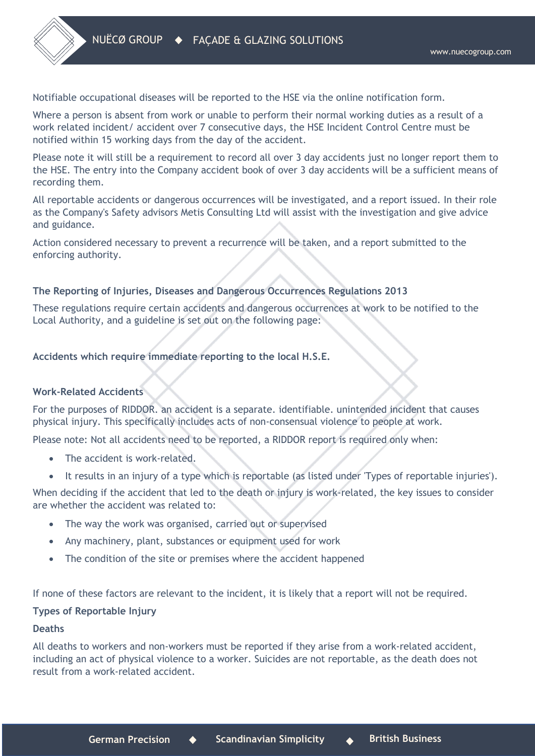Notifiable occupational diseases will be reported to the HSE via the online notification form.

Where a person is absent from work or unable to perform their normal working duties as a result of a work related incident/ accident over 7 consecutive days, the HSE Incident Control Centre must be notified within 15 working days from the day of the accident.

Please note it will still be a requirement to record all over 3 day accidents just no longer report them to the HSE. The entry into the Company accident book of over 3 day accidents will be a sufficient means of recording them.

All reportable accidents or dangerous occurrences will be investigated, and a report issued. In their role as the Company's Safety advisors Metis Consulting Ltd will assist with the investigation and give advice and guidance.

Action considered necessary to prevent a recurrence will be taken, and a report submitted to the enforcing authority.

**The Reporting of Injuries, Diseases and Dangerous Occurrences Regulations 2013**

These regulations require certain accidents and dangerous occurrences at work to be notified to the Local Authority, and a guideline is set out on the following page:

**Accidents which require immediate reporting to the local H.S.E.**

**Work-Related Accidents**

For the purposes of RIDDOR. an accident is a separate. identifiable. unintended incident that causes physical injury. This specifically includes acts of non-consensual violence to people at work.

Please note: Not all accidents need to be reported, a RIDDOR report is required only when:

- The accident is work-related.
- It results in an injury of a type which is reportable (as listed under 'Types of reportable injuries').

When deciding if the accident that led to the death or injury is work-related, the key issues to consider are whether the accident was related to:

- The way the work was organised, carried out or supervised
- Any machinery, plant, substances or equipment used for work
- The condition of the site or premises where the accident happened

If none of these factors are relevant to the incident, it is likely that a report will not be required.

**Types of Reportable Injury**

**Deaths**

All deaths to workers and non-workers must be reported if they arise from a work-related accident, including an act of physical violence to a worker. Suicides are not reportable, as the death does not result from a work-related accident.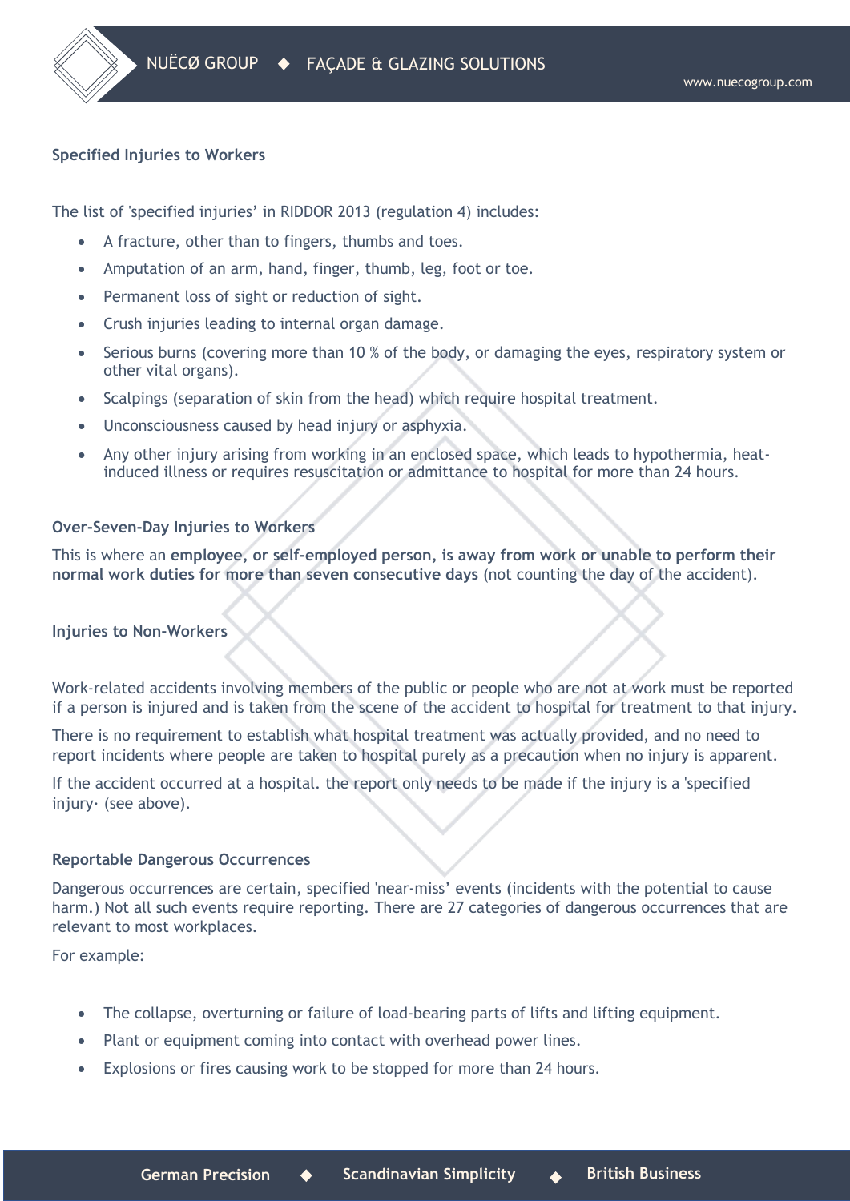### Specified Injuries to Workers

The list of 'specified injuries' in RIDDOR 2013 (regulation 4) includes:

- A fracture, other than to fingers, thumbs and toes.
- Amputation of an arm, hand, finger, thumb, leg, foot or toe.
- Permanent loss of sight or reduction of sight.
- Crush injuries leading to internal organ damage.
- Serious burns (covering more than 10 % of the body, or damaging the eyes, respiratory system or other vital organs).
- Scalpings (separation of skin from the head) which require hospital treatment.
- Unconsciousness caused by head injury or asphyxia.
- Any other injury arising from working in an enclosed space, which leads to hypothermia, heat-induced illness or requires resuscitation or admittance to hospital for more than 24 hours.

### Over-Seven-Day Injuries to Workers

This is where an **employee, or self-employed person, is away from work or unable to perform their normal work duties for more than seven consecutive days** (not counting the day of the accident).

### Injuries to Non-Workers

Work-related accidents involving members of the public or people who are not at work must be reported if a person is injured and is taken from the scene of the accident to hospital for treatment to that injury.

There is no requirement to establish what hospital treatment was actually provided, and no need to report incidents where people are taken to hospital purely as a precaution when no injury is apparent.

If the accident occurred at a hospital. the report only needs to be made if the injury is a 'specified injury· (see above).

### Reportable Dangerous Occurrences

Dangerous occurrences are certain, specified 'near-miss' events (incidents with the potential to cause harm.) Not all such events require reporting. There are 27 categories of dangerous occurrences that are relevant to most workplaces.

For example:

- The collapse, overturning or failure of load-bearing parts of lifts and lifting equipment.
- Plant or equipment coming into contact with overhead power lines.
- Explosions or fires causing work to be stopped for more than 24 hours.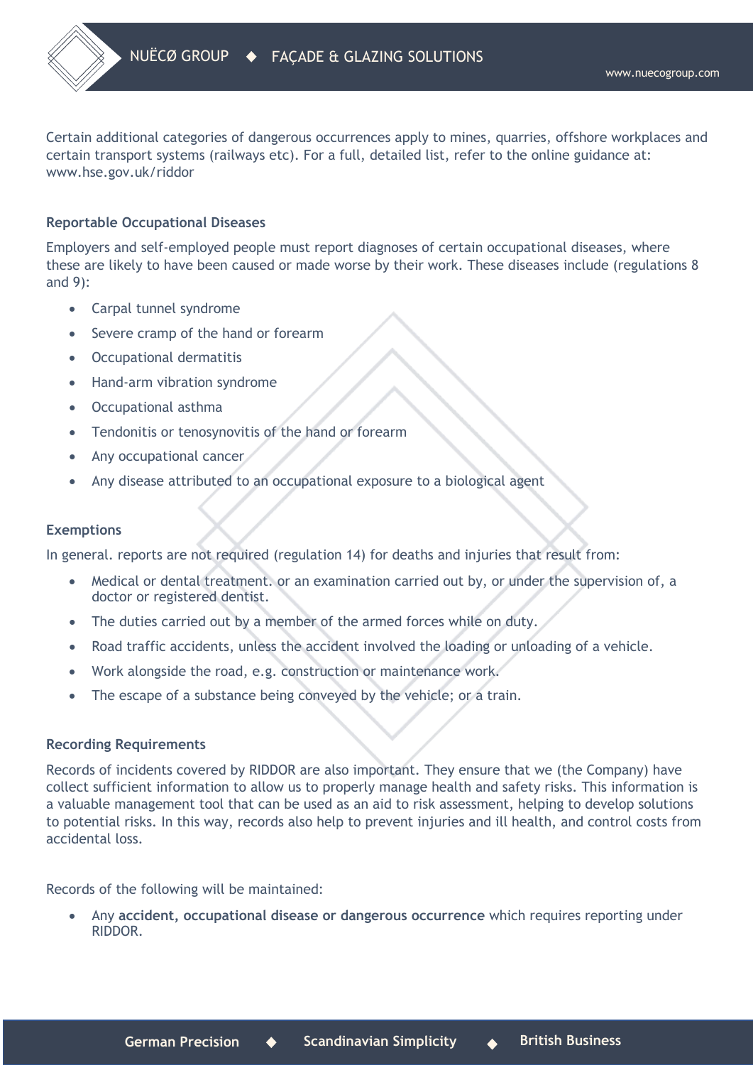Certain additional categories of dangerous occurrences apply to mines, quarries, offshore workplaces and certain transport systems (railways etc). For a full, detailed list, refer to the online guidance at: www.hse.gov.uk/riddor

**Reportable Occupational Diseases**

Employers and self-employed people must report diagnoses of certain occupational diseases, where these are likely to have been caused or made worse by their work. These diseases include (regulations 8 and 9):

- Carpal tunnel syndrome
- Severe cramp of the hand or forearm
- Occupational dermatitis
- Hand-arm vibration syndrome
- Occupational asthma
- Tendonitis or tenosynovitis of the hand or forearm
- Any occupational cancer
- Any disease attributed to an occupational exposure to a biological agent

**Exemptions**

In general. reports are not required (regulation 14) for deaths and injuries that result from:

- Medical or dental treatment. or an examination carried out by, or under the supervision of, a doctor or registered dentist.
- The duties carried out by a member of the armed forces while on duty.
- Road traffic accidents, unless the accident involved the loading or unloading of a vehicle.
- Work alongside the road, e.g. construction or maintenance work.
- The escape of a substance being conveyed by the vehicle; or a train.

**Recording Requirements**

Records of incidents covered by RIDDOR are also important. They ensure that we (the Company) have collect sufficient information to allow us to properly manage health and safety risks. This information is a valuable management tool that can be used as an aid to risk assessment, helping to develop solutions to potential risks. In this way, records also help to prevent injuries and ill health, and control costs from accidental loss.

Records of the following will be maintained:

- Any **accident, occupational disease or dangerous occurrence** which requires reporting under RIDDOR.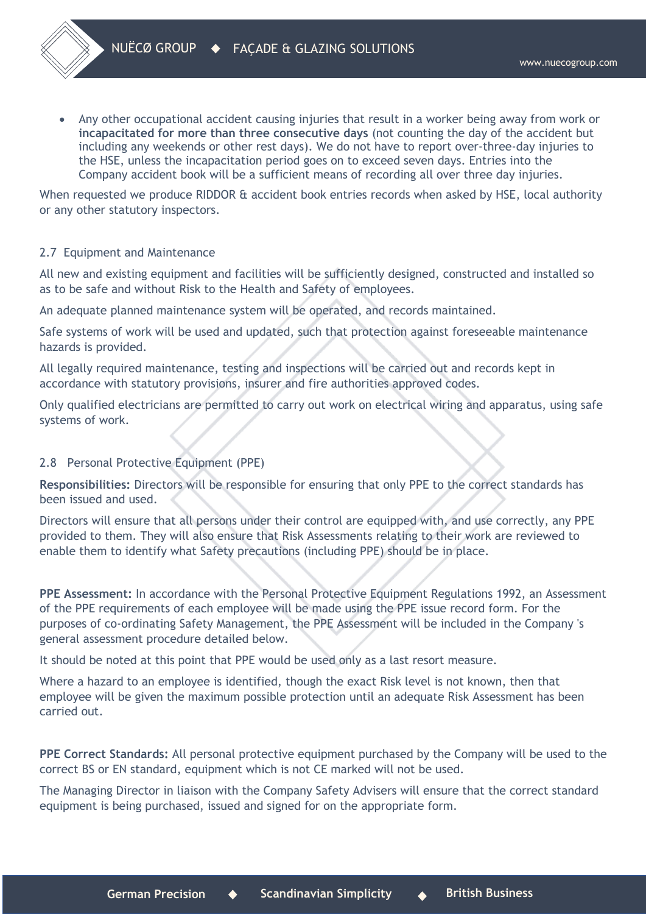- Any other occupational accident causing injuries that result in a worker being away from work or **incapacitated for more than three consecutive days** (not counting the day of the accident but including any weekends or other rest days). We do not have to report over-three-day injuries to the HSE, unless the incapacitation period goes on to exceed seven days. Entries into the Company accident book will be a sufficient means of recording all over three day injuries.

When requested we produce RIDDOR & accident book entries records when asked by HSE, local authority or any other statutory inspectors.

### 2.7 Equipment and Maintenance

All new and existing equipment and facilities will be sufficiently designed, constructed and installed so as to be safe and without Risk to the Health and Safety of employees.

An adequate planned maintenance system will be operated, and records maintained.

Safe systems of work will be used and updated, such that protection against foreseeable maintenance hazards is provided.

All legally required maintenance, testing and inspections will be carried out and records kept in accordance with statutory provisions, insurer and fire authorities approved codes.

Only qualified electricians are permitted to carry out work on electrical wiring and apparatus, using safe systems of work.

### 2.8 Personal Protective Equipment (PPE)

**Responsibilities:** Directors will be responsible for ensuring that only PPE to the correct standards has been issued and used.

Directors will ensure that all persons under their control are equipped with, and use correctly, any PPE provided to them. They will also ensure that Risk Assessments relating to their work are reviewed to enable them to identify what Safety precautions (including PPE) should be in place.

**PPE Assessment:** In accordance with the Personal Protective Equipment Regulations 1992, an Assessment of the PPE requirements of each employee will be made using the PPE issue record form. For the purposes of co-ordinating Safety Management, the PPE Assessment will be included in the Company 's general assessment procedure detailed below.

It should be noted at this point that PPE would be used only as a last resort measure.

Where a hazard to an employee is identified, though the exact Risk level is not known, then that employee will be given the maximum possible protection until an adequate Risk Assessment has been carried out.

**PPE Correct Standards:** All personal protective equipment purchased by the Company will be used to the correct BS or EN standard, equipment which is not CE marked will not be used.

The Managing Director in liaison with the Company Safety Advisers will ensure that the correct standard equipment is being purchased, issued and signed for on the appropriate form.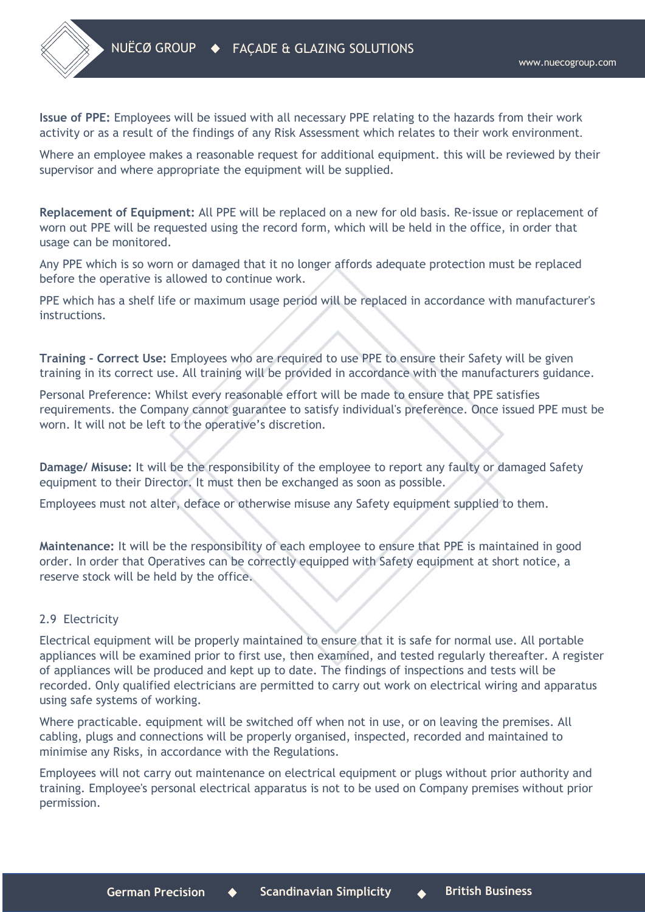**Issue of PPE:** Employees will be issued with all necessary PPE relating to the hazards from their work activity or as a result of the findings of any Risk Assessment which relates to their work environment.

Where an employee makes a reasonable request for additional equipment. this will be reviewed by their supervisor and where appropriate the equipment will be supplied.

**Replacement of Equipment:** All PPE will be replaced on a new for old basis. Re-issue or replacement of worn out PPE will be requested using the record form, which will be held in the office, in order that usage can be monitored.

Any PPE which is so worn or damaged that it no longer affords adequate protection must be replaced before the operative is allowed to continue work.

PPE which has a shelf life or maximum usage period will be replaced in accordance with manufacturer's instructions.

**Training - Correct Use:** Employees who are required to use PPE to ensure their Safety will be given training in its correct use. All training will be provided in accordance with the manufacturers guidance.

Personal Preference: Whilst every reasonable effort will be made to ensure that PPE satisfies requirements. the Company cannot guarantee to satisfy individual's preference. Once issued PPE must be worn. It will not be left to the operative's discretion.

**Damage/ Misuse:** It will be the responsibility of the employee to report any faulty or damaged Safety equipment to their Director. It must then be exchanged as soon as possible.

Employees must not alter, deface or otherwise misuse any Safety equipment supplied to them.

**Maintenance:** It will be the responsibility of each employee to ensure that PPE is maintained in good order. In order that Operatives can be correctly equipped with Safety equipment at short notice, a reserve stock will be held by the office.

## 2.9 Electricity

Electrical equipment will be properly maintained to ensure that it is safe for normal use. All portable appliances will be examined prior to first use, then examined, and tested regularly thereafter. A register of appliances will be produced and kept up to date. The findings of inspections and tests will be recorded. Only qualified electricians are permitted to carry out work on electrical wiring and apparatus using safe systems of working.

Where practicable. equipment will be switched off when not in use, or on leaving the premises. All cabling, plugs and connections will be properly organised, inspected, recorded and maintained to minimise any Risks, in accordance with the Regulations.

Employees will not carry out maintenance on electrical equipment or plugs without prior authority and training. Employee's personal electrical apparatus is not to be used on Company premises without prior permission.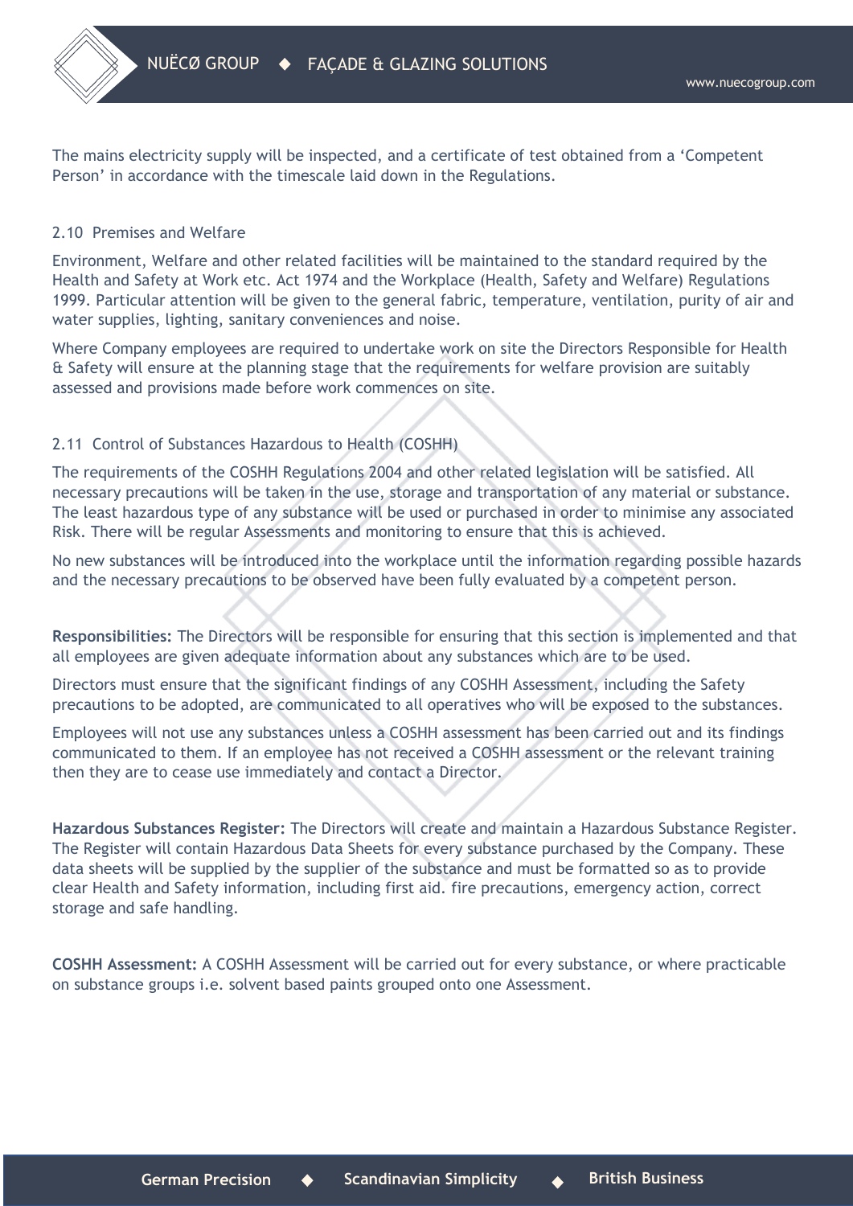The mains electricity supply will be inspected, and a certificate of test obtained from a 'Competent Person' in accordance with the timescale laid down in the Regulations.

### 2.10 Premises and Welfare

Environment, Welfare and other related facilities will be maintained to the standard required by the Health and Safety at Work etc. Act 1974 and the Workplace (Health, Safety and Welfare) Regulations 1999. Particular attention will be given to the general fabric, temperature, ventilation, purity of air and water supplies, lighting, sanitary conveniences and noise.

Where Company employees are required to undertake work on site the Directors Responsible for Health & Safety will ensure at the planning stage that the requirements for welfare provision are suitably assessed and provisions made before work commences on site.

### 2.11 Control of Substances Hazardous to Health (COSHH)

The requirements of the COSHH Regulations 2004 and other related legislation will be satisfied. All necessary precautions will be taken in the use, storage and transportation of any material or substance. The least hazardous type of any substance will be used or purchased in order to minimise any associated Risk. There will be regular Assessments and monitoring to ensure that this is achieved.

No new substances will be introduced into the workplace until the information regarding possible hazards and the necessary precautions to be observed have been fully evaluated by a competent person.

**Responsibilities:** The Directors will be responsible for ensuring that this section is implemented and that all employees are given adequate information about any substances which are to be used.

Directors must ensure that the significant findings of any COSHH Assessment, including the Safety precautions to be adopted, are communicated to all operatives who will be exposed to the substances.

Employees will not use any substances unless a COSHH assessment has been carried out and its findings communicated to them. If an employee has not received a COSHH assessment or the relevant training then they are to cease use immediately and contact a Director.

**Hazardous Substances Register:** The Directors will create and maintain a Hazardous Substance Register. The Register will contain Hazardous Data Sheets for every substance purchased by the Company. These data sheets will be supplied by the supplier of the substance and must be formatted so as to provide clear Health and Safety information, including first aid. fire precautions, emergency action, correct storage and safe handling.

**COSHH Assessment:** A COSHH Assessment will be carried out for every substance, or where practicable on substance groups i.e. solvent based paints grouped onto one Assessment.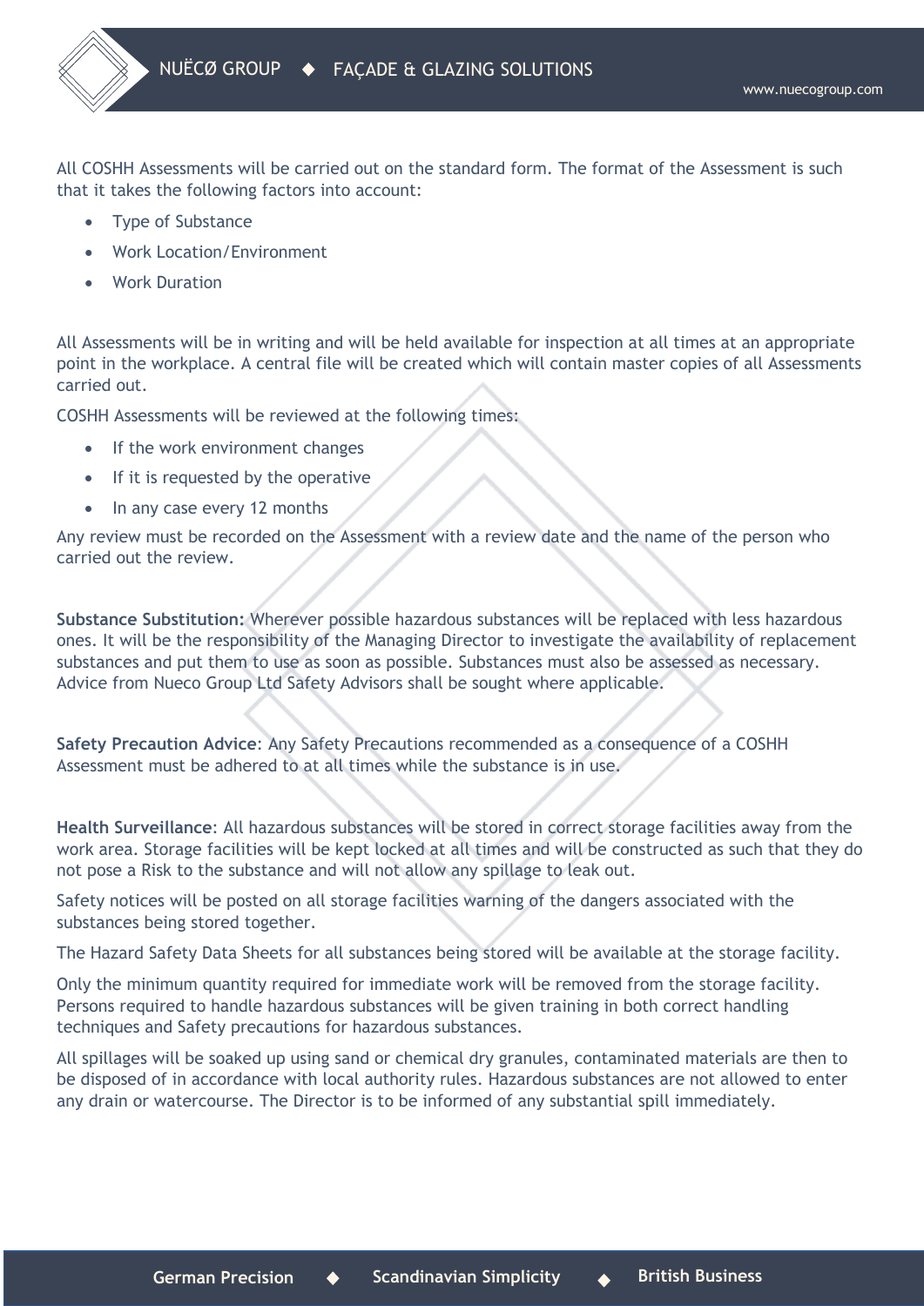All COSHH Assessments will be carried out on the standard form. The format of the Assessment is such that it takes the following factors into account:

- Type of Substance
- Work Location/Environment
- Work Duration

All Assessments will be in writing and will be held available for inspection at all times at an appropriate point in the workplace. A central file will be created which will contain master copies of all Assessments carried out.

COSHH Assessments will be reviewed at the following times:

- If the work environment changes
- If it is requested by the operative
- In any case every 12 months

Any review must be recorded on the Assessment with a review date and the name of the person who carried out the review.

**Substance Substitution:** Wherever possible hazardous substances will be replaced with less hazardous ones. It will be the responsibility of the Managing Director to investigate the availability of replacement substances and put them to use as soon as possible. Substances must also be assessed as necessary. Advice from Nueco Group Ltd Safety Advisors shall be sought where applicable.

**Safety Precaution Advice**: Any Safety Precautions recommended as a consequence of a COSHH Assessment must be adhered to at all times while the substance is in use.

**Health Surveillance**: All hazardous substances will be stored in correct storage facilities away from the work area. Storage facilities will be kept locked at all times and will be constructed as such that they do not pose a Risk to the substance and will not allow any spillage to leak out.

Safety notices will be posted on all storage facilities warning of the dangers associated with the substances being stored together.

The Hazard Safety Data Sheets for all substances being stored will be available at the storage facility.

Only the minimum quantity required for immediate work will be removed from the storage facility. Persons required to handle hazardous substances will be given training in both correct handling techniques and Safety precautions for hazardous substances.

All spillages will be soaked up using sand or chemical dry granules, contaminated materials are then to be disposed of in accordance with local authority rules. Hazardous substances are not allowed to enter any drain or watercourse. The Director is to be informed of any substantial spill immediately.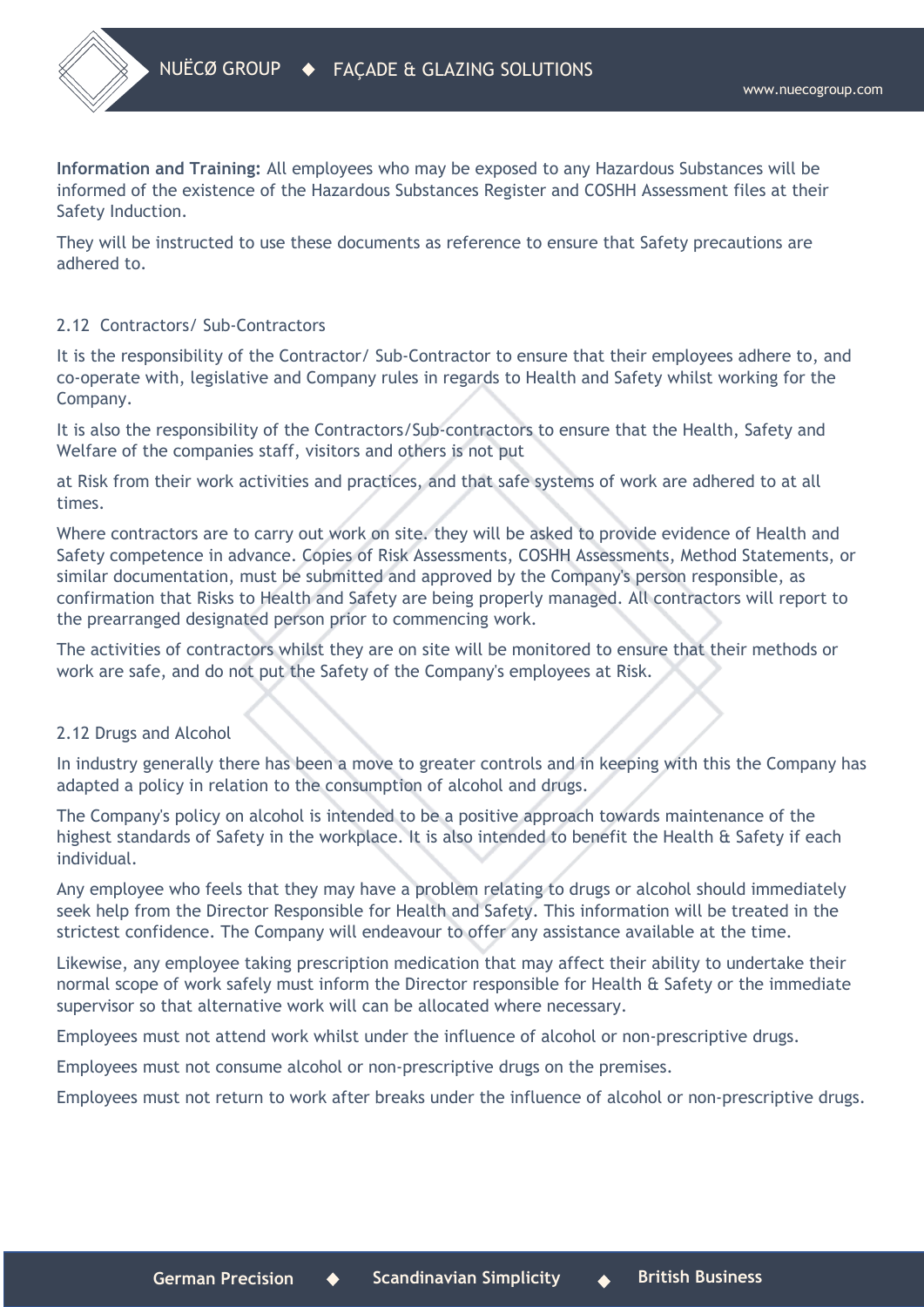**Information and Training:** All employees who may be exposed to any Hazardous Substances will be informed of the existence of the Hazardous Substances Register and COSHH Assessment files at their Safety Induction.

They will be instructed to use these documents as reference to ensure that Safety precautions are adhered to.

## 2.12 Contractors/ Sub-Contractors

It is the responsibility of the Contractor/ Sub-Contractor to ensure that their employees adhere to, and co-operate with, legislative and Company rules in regards to Health and Safety whilst working for the Company.

It is also the responsibility of the Contractors/Sub-contractors to ensure that the Health, Safety and Welfare of the companies staff, visitors and others is not put

at Risk from their work activities and practices, and that safe systems of work are adhered to at all times.

Where contractors are to carry out work on site. they will be asked to provide evidence of Health and Safety competence in advance. Copies of Risk Assessments, COSHH Assessments, Method Statements, or similar documentation, must be submitted and approved by the Company's person responsible, as confirmation that Risks to Health and Safety are being properly managed. All contractors will report to the prearranged designated person prior to commencing work.

The activities of contractors whilst they are on site will be monitored to ensure that their methods or work are safe, and do not put the Safety of the Company's employees at Risk.

## 2.12 Drugs and Alcohol

In industry generally there has been a move to greater controls and in keeping with this the Company has adapted a policy in relation to the consumption of alcohol and drugs.

The Company's policy on alcohol is intended to be a positive approach towards maintenance of the highest standards of Safety in the workplace. It is also intended to benefit the Health & Safety if each individual.

Any employee who feels that they may have a problem relating to drugs or alcohol should immediately seek help from the Director Responsible for Health and Safety. This information will be treated in the strictest confidence. The Company will endeavour to offer any assistance available at the time.

Likewise, any employee taking prescription medication that may affect their ability to undertake their normal scope of work safely must inform the Director responsible for Health & Safety or the immediate supervisor so that alternative work will can be allocated where necessary.

Employees must not attend work whilst under the influence of alcohol or non-prescriptive drugs.

Employees must not consume alcohol or non-prescriptive drugs on the premises.

Employees must not return to work after breaks under the influence of alcohol or non-prescriptive drugs.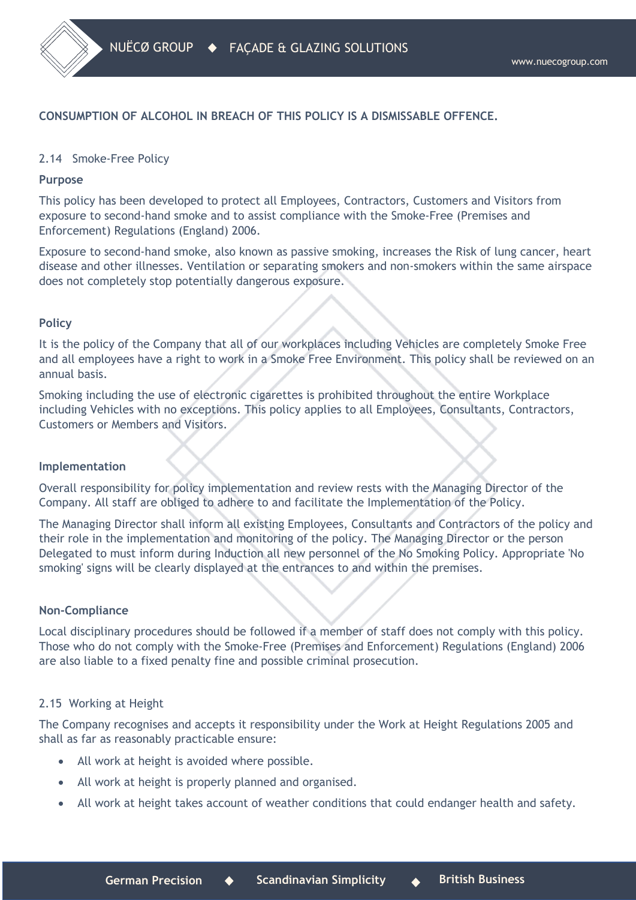**CONSUMPTION OF ALCOHOL IN BREACH OF THIS POLICY IS A DISMISSABLE OFFENCE.**

## 2.14 Smoke-Free Policy

**Purpose**

This policy has been developed to protect all Employees, Contractors, Customers and Visitors from exposure to second-hand smoke and to assist compliance with the Smoke-Free (Premises and Enforcement) Regulations (England) 2006.

Exposure to second-hand smoke, also known as passive smoking, increases the Risk of lung cancer, heart disease and other illnesses. Ventilation or separating smokers and non-smokers within the same airspace does not completely stop potentially dangerous exposure.

**Policy**

It is the policy of the Company that all of our workplaces including Vehicles are completely Smoke Free and all employees have a right to work in a Smoke Free Environment. This policy shall be reviewed on an annual basis.

Smoking including the use of electronic cigarettes is prohibited throughout the entire Workplace including Vehicles with no exceptions. This policy applies to all Employees, Consultants, Contractors, Customers or Members and Visitors.

**Implementation**

Overall responsibility for policy implementation and review rests with the Managing Director of the Company. All staff are obliged to adhere to and facilitate the Implementation of the Policy.

The Managing Director shall inform all existing Employees, Consultants and Contractors of the policy and their role in the implementation and monitoring of the policy. The Managing Director or the person Delegated to must inform during Induction all new personnel of the No Smoking Policy. Appropriate 'No smoking' signs will be clearly displayed at the entrances to and within the premises.

**Non-Compliance**

Local disciplinary procedures should be followed if a member of staff does not comply with this policy. Those who do not comply with the Smoke-Free (Premises and Enforcement) Regulations (England) 2006 are also liable to a fixed penalty fine and possible criminal prosecution.

## 2.15 Working at Height

The Company recognises and accepts it responsibility under the Work at Height Regulations 2005 and shall as far as reasonably practicable ensure:

- All work at height is avoided where possible.
- All work at height is properly planned and organised.
- All work at height takes account of weather conditions that could endanger health and safety.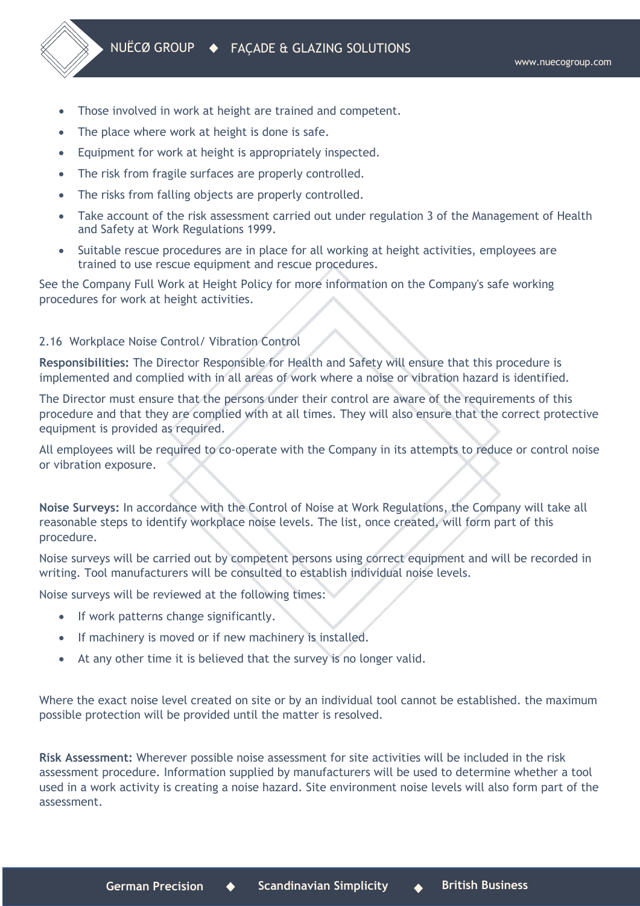- Those involved in work at height are trained and competent.
- The place where work at height is done is safe.
- Equipment for work at height is appropriately inspected.
- The risk from fragile surfaces are properly controlled.
- The risks from falling objects are properly controlled.
- Take account of the risk assessment carried out under regulation 3 of the Management of Health and Safety at Work Regulations 1999.
- Suitable rescue procedures are in place for all working at height activities, employees are trained to use rescue equipment and rescue procedures.

See the Company Full Work at Height Policy for more information on the Company's safe working procedures for work at height activities.

### 2.16 Workplace Noise Control/ Vibration Control

**Responsibilities:** The Director Responsible for Health and Safety will ensure that this procedure is implemented and complied with in all areas of work where a noise or vibration hazard is identified.

The Director must ensure that the persons under their control are aware of the requirements of this procedure and that they are complied with at all times. They will also ensure that the correct protective equipment is provided as required.

All employees will be required to co-operate with the Company in its attempts to reduce or control noise or vibration exposure.

**Noise Surveys:** In accordance with the Control of Noise at Work Regulations, the Company will take all reasonable steps to identify workplace noise levels. The list, once created, will form part of this procedure.

Noise surveys will be carried out by competent persons using correct equipment and will be recorded in writing. Tool manufacturers will be consulted to establish individual noise levels.

Noise surveys will be reviewed at the following times:

- If work patterns change significantly.
- If machinery is moved or if new machinery is installed.
- At any other time it is believed that the survey is no longer valid.

Where the exact noise level created on site or by an individual tool cannot be established. the maximum possible protection will be provided until the matter is resolved.

**Risk Assessment:** Wherever possible noise assessment for site activities will be included in the risk assessment procedure. Information supplied by manufacturers will be used to determine whether a tool used in a work activity is creating a noise hazard. Site environment noise levels will also form part of the assessment.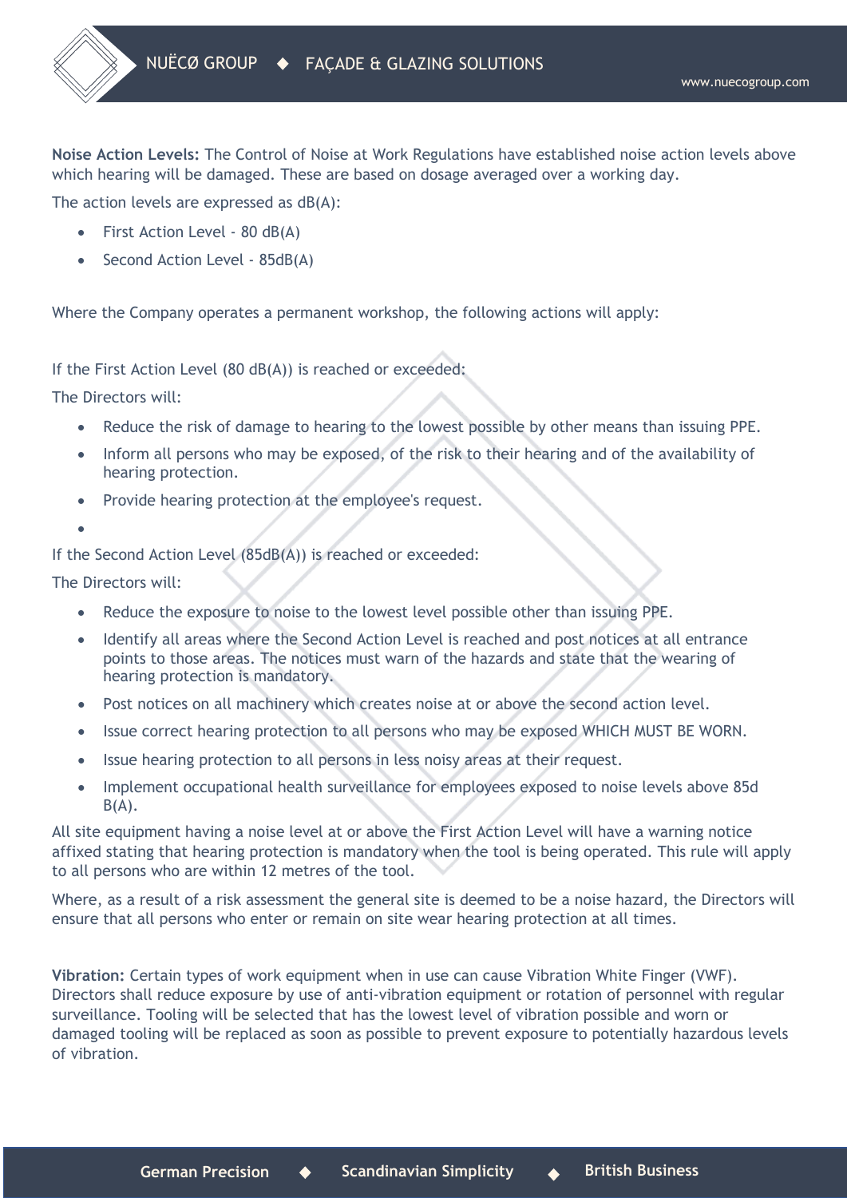**Noise Action Levels:** The Control of Noise at Work Regulations have established noise action levels above which hearing will be damaged. These are based on dosage averaged over a working day.

The action levels are expressed as dB(A):

- First Action Level - 80 dB(A)
- Second Action Level - 85dB(A)

Where the Company operates a permanent workshop, the following actions will apply:

If the First Action Level (80 dB(A)) is reached or exceeded:

The Directors will:

- Reduce the risk of damage to hearing to the lowest possible by other means than issuing PPE.
- Inform all persons who may be exposed, of the risk to their hearing and of the availability of hearing protection.
- Provide hearing protection at the employee's request.

If the Second Action Level (85dB(A)) is reached or exceeded:

The Directors will:

- Reduce the exposure to noise to the lowest level possible other than issuing PPE.
- Identify all areas where the Second Action Level is reached and post notices at all entrance points to those areas. The notices must warn of the hazards and state that the wearing of hearing protection is mandatory.
- Post notices on all machinery which creates noise at or above the second action level.
- Issue correct hearing protection to all persons who may be exposed WHICH MUST BE WORN.
- Issue hearing protection to all persons in less noisy areas at their request.
- Implement occupational health surveillance for employees exposed to noise levels above 85d B(A).

All site equipment having a noise level at or above the First Action Level will have a warning notice affixed stating that hearing protection is mandatory when the tool is being operated. This rule will apply to all persons who are within 12 metres of the tool.

Where, as a result of a risk assessment the general site is deemed to be a noise hazard, the Directors will ensure that all persons who enter or remain on site wear hearing protection at all times.

**Vibration:** Certain types of work equipment when in use can cause Vibration White Finger (VWF). Directors shall reduce exposure by use of anti-vibration equipment or rotation of personnel with regular surveillance. Tooling will be selected that has the lowest level of vibration possible and worn or damaged tooling will be replaced as soon as possible to prevent exposure to potentially hazardous levels of vibration.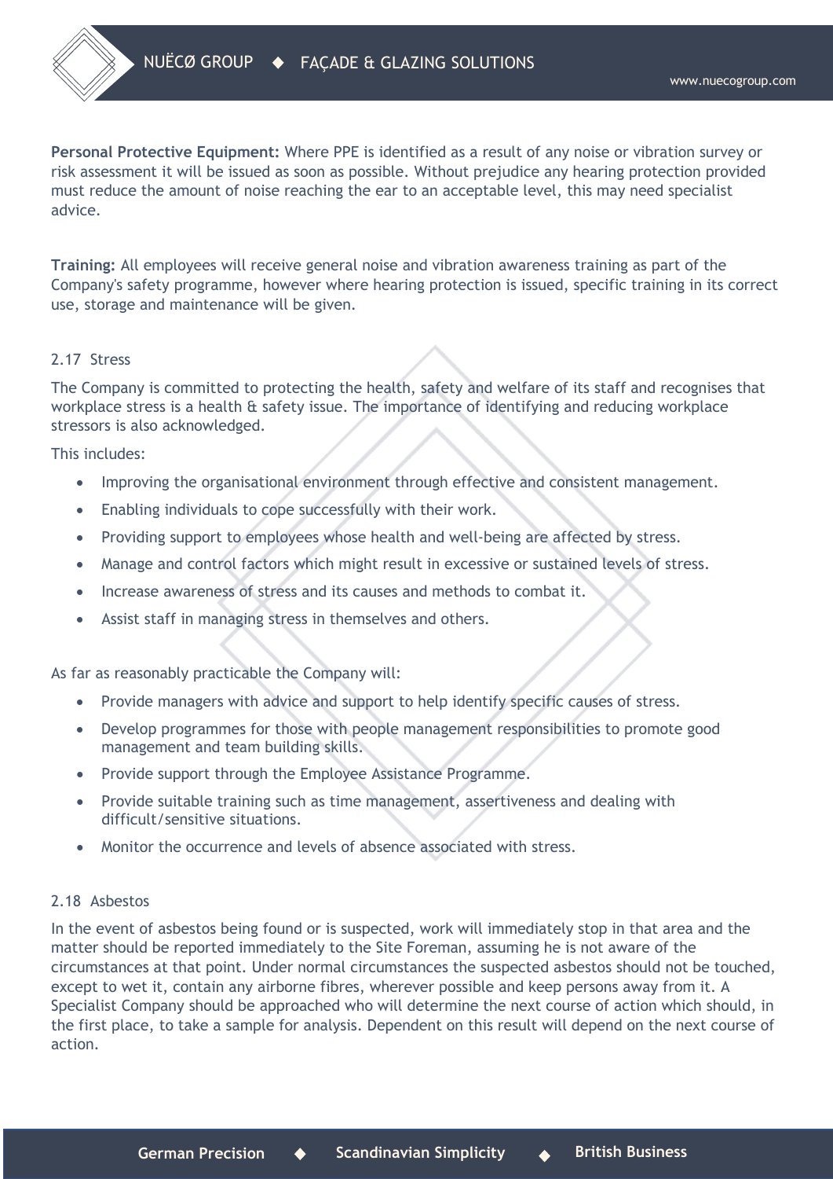**Personal Protective Equipment:** Where PPE is identified as a result of any noise or vibration survey or risk assessment it will be issued as soon as possible. Without prejudice any hearing protection provided must reduce the amount of noise reaching the ear to an acceptable level, this may need specialist advice.

**Training:** All employees will receive general noise and vibration awareness training as part of the Company's safety programme, however where hearing protection is issued, specific training in its correct use, storage and maintenance will be given.

### 2.17 Stress

The Company is committed to protecting the health, safety and welfare of its staff and recognises that workplace stress is a health & safety issue. The importance of identifying and reducing workplace stressors is also acknowledged.

This includes:

- Improving the organisational environment through effective and consistent management.
- Enabling individuals to cope successfully with their work.
- Providing support to employees whose health and well-being are affected by stress.
- Manage and control factors which might result in excessive or sustained levels of stress.
- Increase awareness of stress and its causes and methods to combat it.
- Assist staff in managing stress in themselves and others.

As far as reasonably practicable the Company will:

- Provide managers with advice and support to help identify specific causes of stress.
- Develop programmes for those with people management responsibilities to promote good management and team building skills.
- Provide support through the Employee Assistance Programme.
- Provide suitable training such as time management, assertiveness and dealing with difficult/sensitive situations.
- Monitor the occurrence and levels of absence associated with stress.

### 2.18 Asbestos

In the event of asbestos being found or is suspected, work will immediately stop in that area and the matter should be reported immediately to the Site Foreman, assuming he is not aware of the circumstances at that point. Under normal circumstances the suspected asbestos should not be touched, except to wet it, contain any airborne fibres, wherever possible and keep persons away from it. A Specialist Company should be approached who will determine the next course of action which should, in the first place, to take a sample for analysis. Dependent on this result will depend on the next course of action.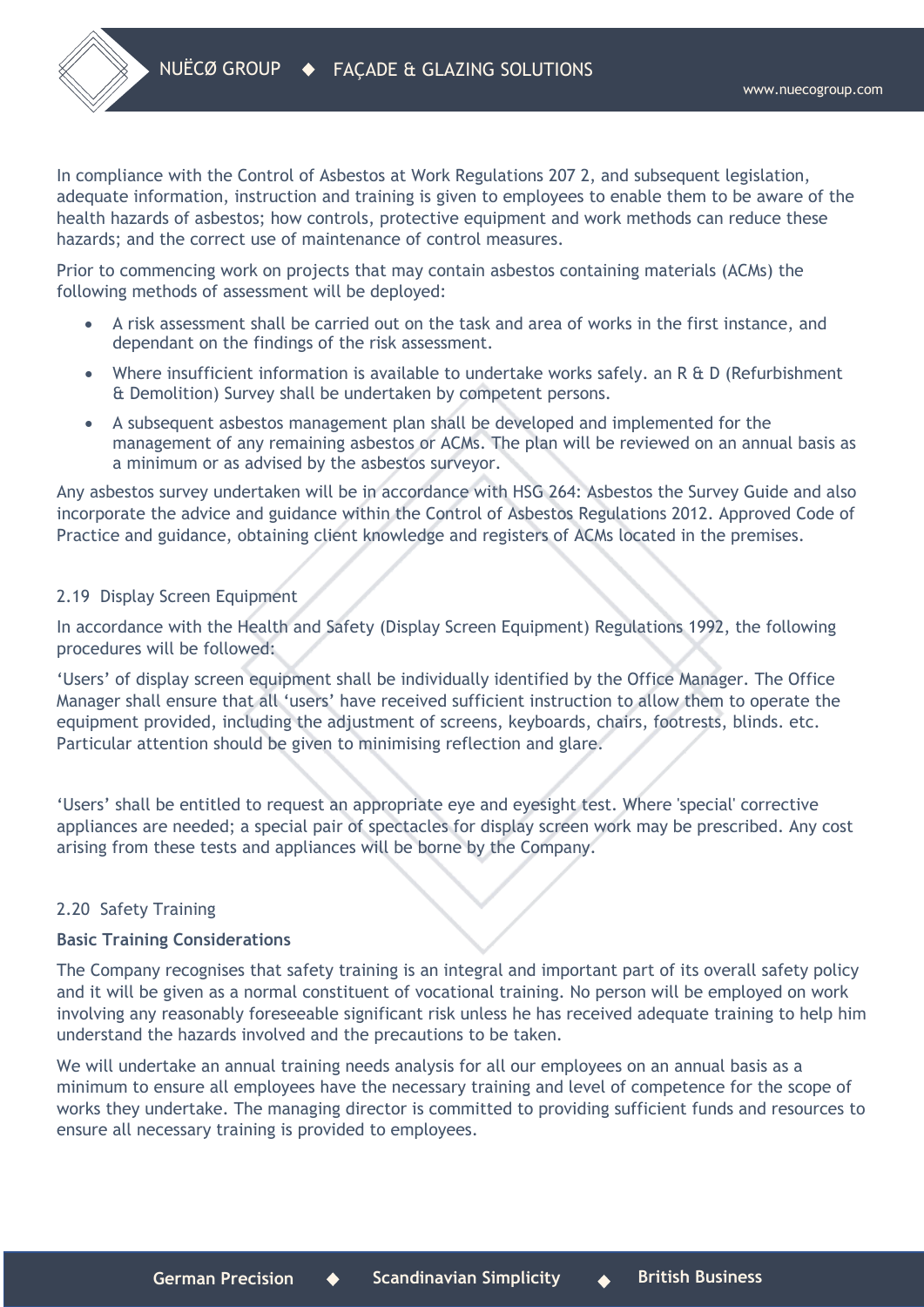In compliance with the Control of Asbestos at Work Regulations 207 2, and subsequent legislation, adequate information, instruction and training is given to employees to enable them to be aware of the health hazards of asbestos; how controls, protective equipment and work methods can reduce these hazards; and the correct use of maintenance of control measures.

Prior to commencing work on projects that may contain asbestos containing materials (ACMs) the following methods of assessment will be deployed:

- A risk assessment shall be carried out on the task and area of works in the first instance, and dependant on the findings of the risk assessment.
- Where insufficient information is available to undertake works safely. an R & D (Refurbishment & Demolition) Survey shall be undertaken by competent persons.
- A subsequent asbestos management plan shall be developed and implemented for the management of any remaining asbestos or ACMs. The plan will be reviewed on an annual basis as a minimum or as advised by the asbestos surveyor.

Any asbestos survey undertaken will be in accordance with HSG 264: Asbestos the Survey Guide and also incorporate the advice and guidance within the Control of Asbestos Regulations 2012. Approved Code of Practice and guidance, obtaining client knowledge and registers of ACMs located in the premises.

## 2.19 Display Screen Equipment

In accordance with the Health and Safety (Display Screen Equipment) Regulations 1992, the following procedures will be followed:

'Users' of display screen equipment shall be individually identified by the Office Manager. The Office Manager shall ensure that all 'users' have received sufficient instruction to allow them to operate the equipment provided, including the adjustment of screens, keyboards, chairs, footrests, blinds. etc. Particular attention should be given to minimising reflection and glare.

'Users' shall be entitled to request an appropriate eye and eyesight test. Where 'special' corrective appliances are needed; a special pair of spectacles for display screen work may be prescribed. Any cost arising from these tests and appliances will be borne by the Company.

## 2.20 Safety Training

**Basic Training Considerations**

The Company recognises that safety training is an integral and important part of its overall safety policy and it will be given as a normal constituent of vocational training. No person will be employed on work involving any reasonably foreseeable significant risk unless he has received adequate training to help him understand the hazards involved and the precautions to be taken.

We will undertake an annual training needs analysis for all our employees on an annual basis as a minimum to ensure all employees have the necessary training and level of competence for the scope of works they undertake. The managing director is committed to providing sufficient funds and resources to ensure all necessary training is provided to employees.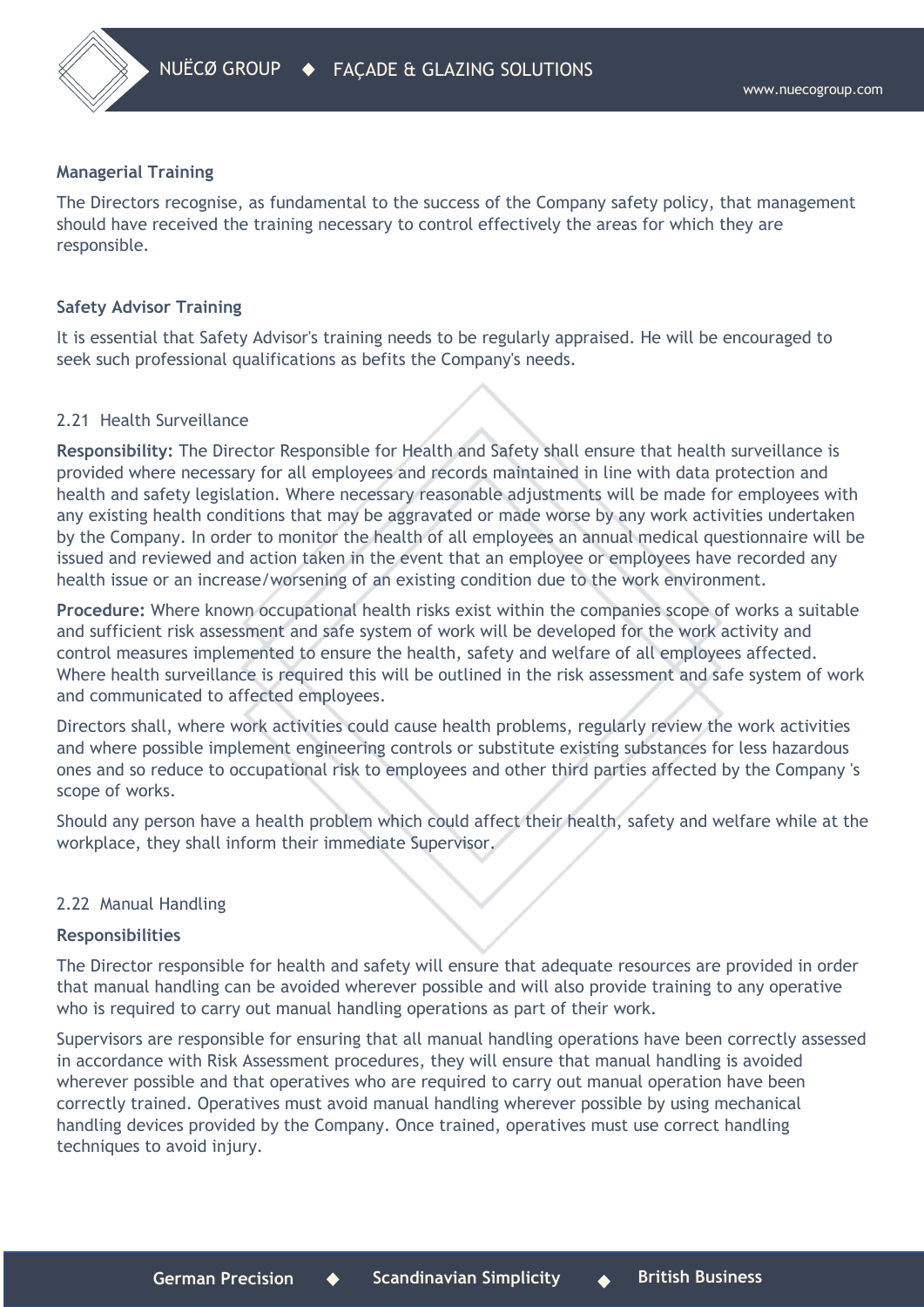**Managerial Training**

The Directors recognise, as fundamental to the success of the Company safety policy, that management should have received the training necessary to control effectively the areas for which they are responsible.

**Safety Advisor Training**

It is essential that Safety Advisor's training needs to be regularly appraised. He will be encouraged to seek such professional qualifications as befits the Company's needs.

## 2.21 Health Surveillance

**Responsibility:** The Director Responsible for Health and Safety shall ensure that health surveillance is provided where necessary for all employees and records maintained in line with data protection and health and safety legislation. Where necessary reasonable adjustments will be made for employees with any existing health conditions that may be aggravated or made worse by any work activities undertaken by the Company. In order to monitor the health of all employees an annual medical questionnaire will be issued and reviewed and action taken in the event that an employee or employees have recorded any health issue or an increase/worsening of an existing condition due to the work environment.

**Procedure:** Where known occupational health risks exist within the companies scope of works a suitable and sufficient risk assessment and safe system of work will be developed for the work activity and control measures implemented to ensure the health, safety and welfare of all employees affected. Where health surveillance is required this will be outlined in the risk assessment and safe system of work and communicated to affected employees.

Directors shall, where work activities could cause health problems, regularly review the work activities and where possible implement engineering controls or substitute existing substances for less hazardous ones and so reduce to occupational risk to employees and other third parties affected by the Company 's scope of works.

Should any person have a health problem which could affect their health, safety and welfare while at the workplace, they shall inform their immediate Supervisor.

## 2.22 Manual Handling

**Responsibilities**

The Director responsible for health and safety will ensure that adequate resources are provided in order that manual handling can be avoided wherever possible and will also provide training to any operative who is required to carry out manual handling operations as part of their work.

Supervisors are responsible for ensuring that all manual handling operations have been correctly assessed in accordance with Risk Assessment procedures, they will ensure that manual handling is avoided wherever possible and that operatives who are required to carry out manual operation have been correctly trained. Operatives must avoid manual handling wherever possible by using mechanical handling devices provided by the Company. Once trained, operatives must use correct handling techniques to avoid injury.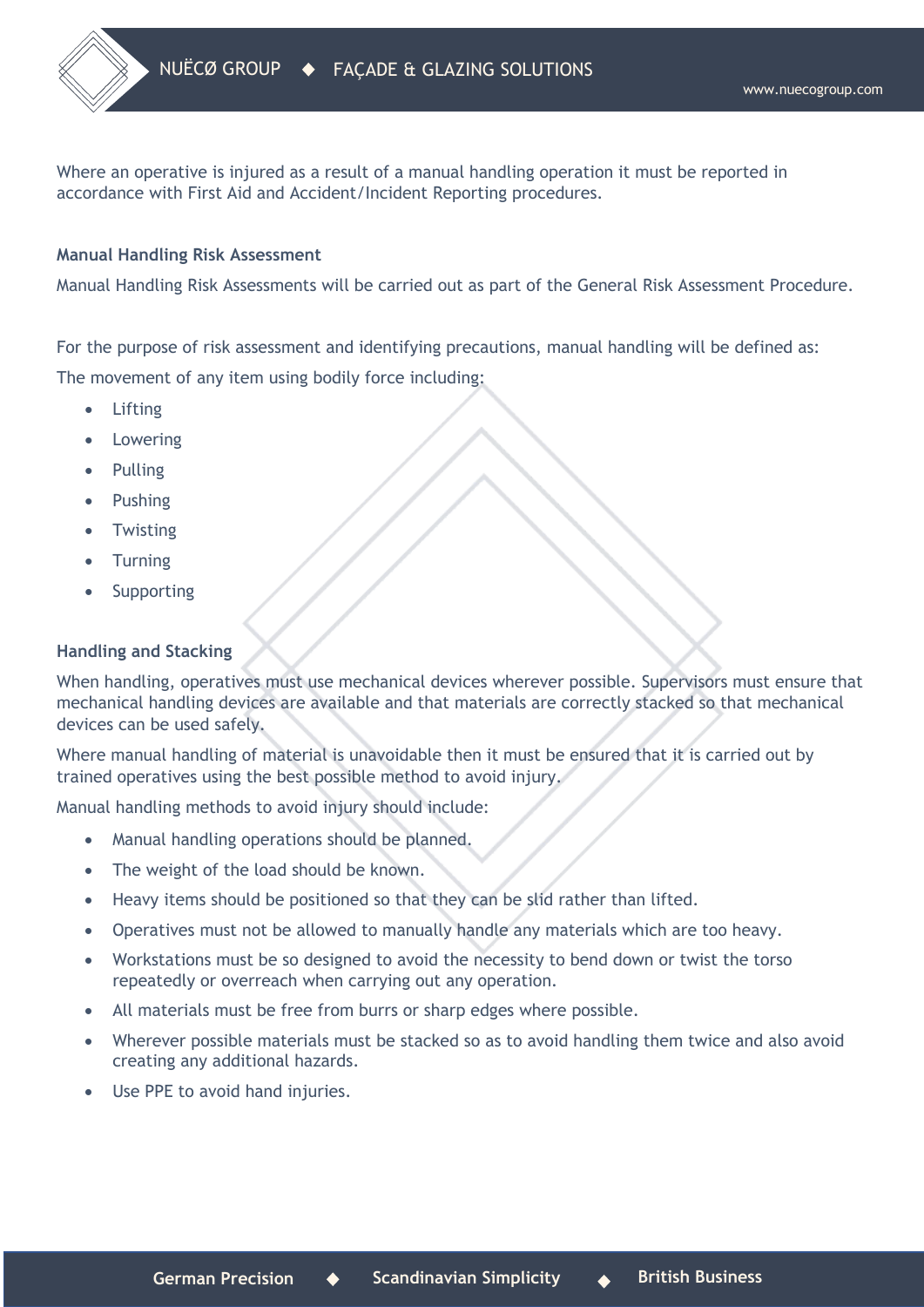Where an operative is injured as a result of a manual handling operation it must be reported in accordance with First Aid and Accident/Incident Reporting procedures.

**Manual Handling Risk Assessment**

Manual Handling Risk Assessments will be carried out as part of the General Risk Assessment Procedure.

For the purpose of risk assessment and identifying precautions, manual handling will be defined as:

The movement of any item using bodily force including:

- Lifting
- Lowering
- Pulling
- Pushing
- Twisting
- Turning
- Supporting

**Handling and Stacking**

When handling, operatives must use mechanical devices wherever possible. Supervisors must ensure that mechanical handling devices are available and that materials are correctly stacked so that mechanical devices can be used safely.

Where manual handling of material is unavoidable then it must be ensured that it is carried out by trained operatives using the best possible method to avoid injury.

Manual handling methods to avoid injury should include:

- Manual handling operations should be planned.
- The weight of the load should be known.
- Heavy items should be positioned so that they can be slid rather than lifted.
- Operatives must not be allowed to manually handle any materials which are too heavy.
- Workstations must be so designed to avoid the necessity to bend down or twist the torso repeatedly or overreach when carrying out any operation.
- All materials must be free from burrs or sharp edges where possible.
- Wherever possible materials must be stacked so as to avoid handling them twice and also avoid creating any additional hazards.
- Use PPE to avoid hand injuries.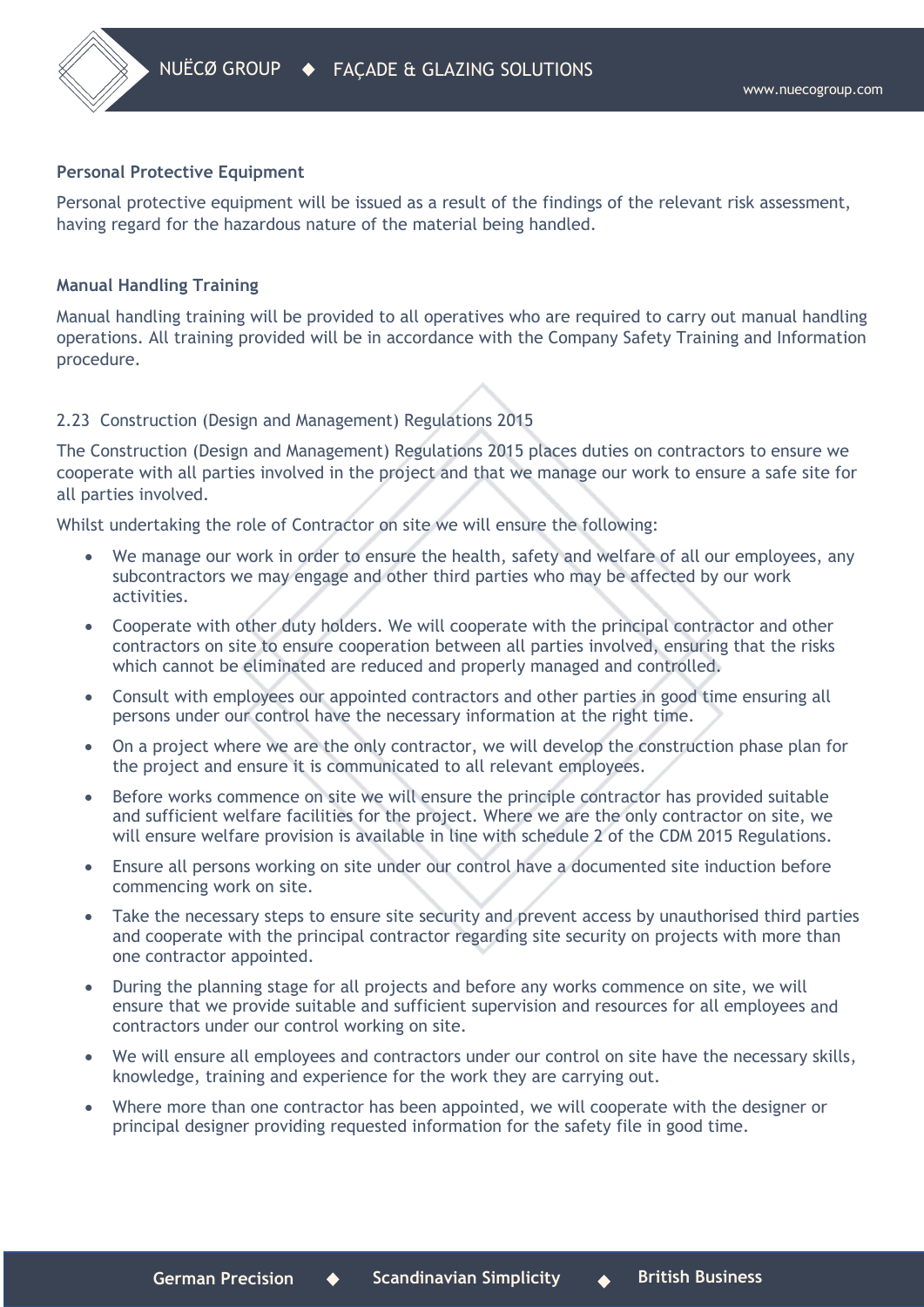**Personal Protective Equipment**

Personal protective equipment will be issued as a result of the findings of the relevant risk assessment, having regard for the hazardous nature of the material being handled.

**Manual Handling Training**

Manual handling training will be provided to all operatives who are required to carry out manual handling operations. All training provided will be in accordance with the Company Safety Training and Information procedure.

## 2.23 Construction (Design and Management) Regulations 2015

The Construction (Design and Management) Regulations 2015 places duties on contractors to ensure we cooperate with all parties involved in the project and that we manage our work to ensure a safe site for all parties involved.

Whilst undertaking the role of Contractor on site we will ensure the following:

- We manage our work in order to ensure the health, safety and welfare of all our employees, any subcontractors we may engage and other third parties who may be affected by our work activities.
- Cooperate with other duty holders. We will cooperate with the principal contractor and other contractors on site to ensure cooperation between all parties involved, ensuring that the risks which cannot be eliminated are reduced and properly managed and controlled.
- Consult with employees our appointed contractors and other parties in good time ensuring all persons under our control have the necessary information at the right time.
- On a project where we are the only contractor, we will develop the construction phase plan for the project and ensure it is communicated to all relevant employees.
- Before works commence on site we will ensure the principle contractor has provided suitable and sufficient welfare facilities for the project. Where we are the only contractor on site, we will ensure welfare provision is available in line with schedule 2 of the CDM 2015 Regulations.
- Ensure all persons working on site under our control have a documented site induction before commencing work on site.
- Take the necessary steps to ensure site security and prevent access by unauthorised third parties and cooperate with the principal contractor regarding site security on projects with more than one contractor appointed.
- During the planning stage for all projects and before any works commence on site, we will ensure that we provide suitable and sufficient supervision and resources for all employees and contractors under our control working on site.
- We will ensure all employees and contractors under our control on site have the necessary skills, knowledge, training and experience for the work they are carrying out.
- Where more than one contractor has been appointed, we will cooperate with the designer or principal designer providing requested information for the safety file in good time.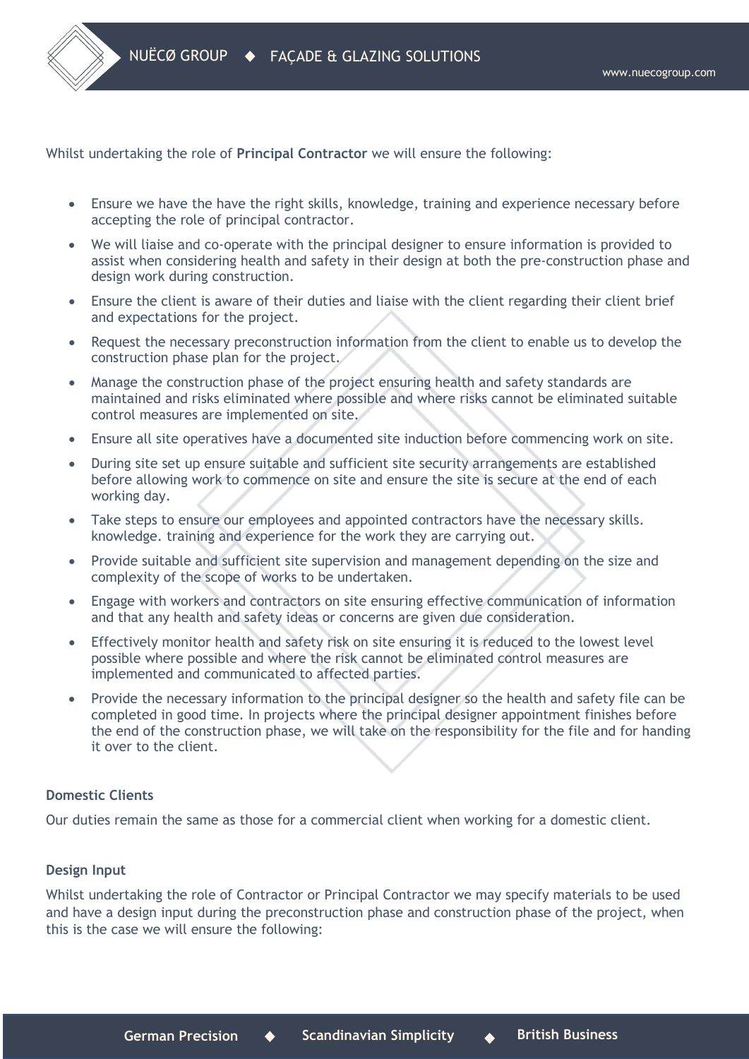Whilst undertaking the role of **Principal Contractor** we will ensure the following:

- Ensure we have the have the right skills, knowledge, training and experience necessary before accepting the role of principal contractor.
- We will liaise and co-operate with the principal designer to ensure information is provided to assist when considering health and safety in their design at both the pre-construction phase and design work during construction.
- Ensure the client is aware of their duties and liaise with the client regarding their client brief and expectations for the project.
- Request the necessary preconstruction information from the client to enable us to develop the construction phase plan for the project.
- Manage the construction phase of the project ensuring health and safety standards are maintained and risks eliminated where possible and where risks cannot be eliminated suitable control measures are implemented on site.
- Ensure all site operatives have a documented site induction before commencing work on site.
- During site set up ensure suitable and sufficient site security arrangements are established before allowing work to commence on site and ensure the site is secure at the end of each working day.
- Take steps to ensure our employees and appointed contractors have the necessary skills. knowledge. training and experience for the work they are carrying out.
- Provide suitable and sufficient site supervision and management depending on the size and complexity of the scope of works to be undertaken.
- Engage with workers and contractors on site ensuring effective communication of information and that any health and safety ideas or concerns are given due consideration.
- Effectively monitor health and safety risk on site ensuring it is reduced to the lowest level possible where possible and where the risk cannot be eliminated control measures are implemented and communicated to affected parties.
- Provide the necessary information to the principal designer so the health and safety file can be completed in good time. In projects where the principal designer appointment finishes before the end of the construction phase, we will take on the responsibility for the file and for handing it over to the client.

**Domestic Clients**

Our duties remain the same as those for a commercial client when working for a domestic client.

**Design Input**

Whilst undertaking the role of Contractor or Principal Contractor we may specify materials to be used and have a design input during the preconstruction phase and construction phase of the project, when this is the case we will ensure the following: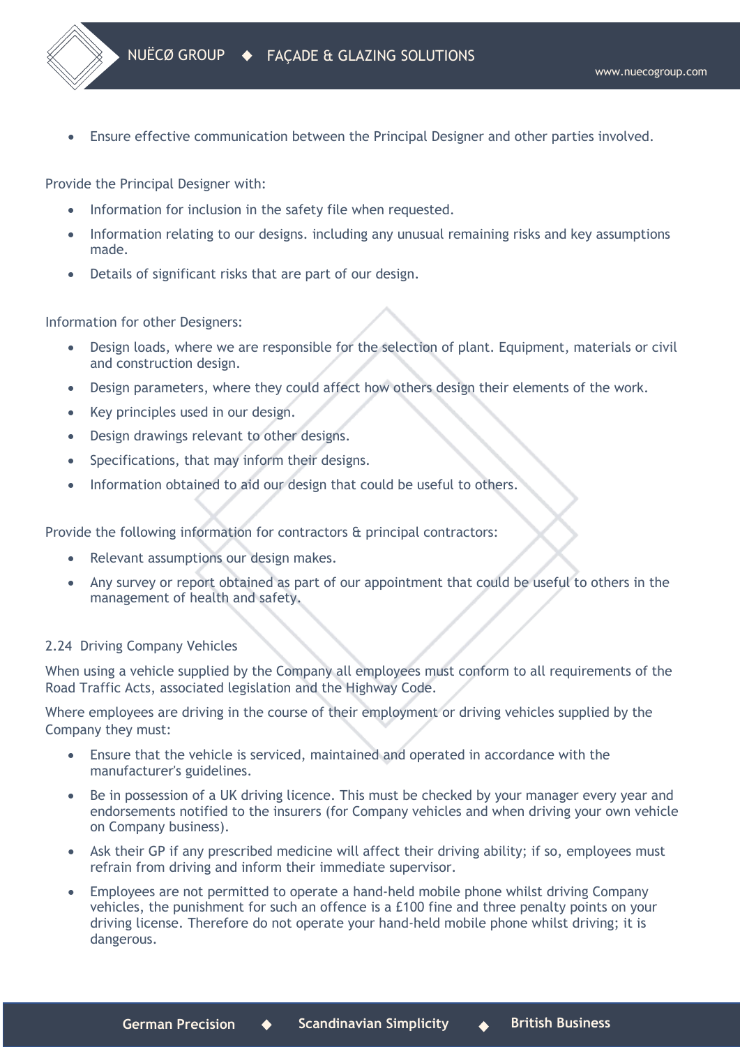- Ensure effective communication between the Principal Designer and other parties involved.

Provide the Principal Designer with:

- Information for inclusion in the safety file when requested.
- Information relating to our designs. including any unusual remaining risks and key assumptions made.
- Details of significant risks that are part of our design.

Information for other Designers:

- Design loads, where we are responsible for the selection of plant. Equipment, materials or civil and construction design.
- Design parameters, where they could affect how others design their elements of the work.
- Key principles used in our design.
- Design drawings relevant to other designs.
- Specifications, that may inform their designs.
- Information obtained to aid our design that could be useful to others.

Provide the following information for contractors & principal contractors:

- Relevant assumptions our design makes.
- Any survey or report obtained as part of our appointment that could be useful to others in the management of health and safety.

### 2.24 Driving Company Vehicles

When using a vehicle supplied by the Company all employees must conform to all requirements of the Road Traffic Acts, associated legislation and the Highway Code.

Where employees are driving in the course of their employment or driving vehicles supplied by the Company they must:

- Ensure that the vehicle is serviced, maintained and operated in accordance with the manufacturer's guidelines.
- Be in possession of a UK driving licence. This must be checked by your manager every year and endorsements notified to the insurers (for Company vehicles and when driving your own vehicle on Company business).
- Ask their GP if any prescribed medicine will affect their driving ability; if so, employees must refrain from driving and inform their immediate supervisor.
- Employees are not permitted to operate a hand-held mobile phone whilst driving Company vehicles, the punishment for such an offence is a £100 fine and three penalty points on your driving license. Therefore do not operate your hand-held mobile phone whilst driving; it is dangerous.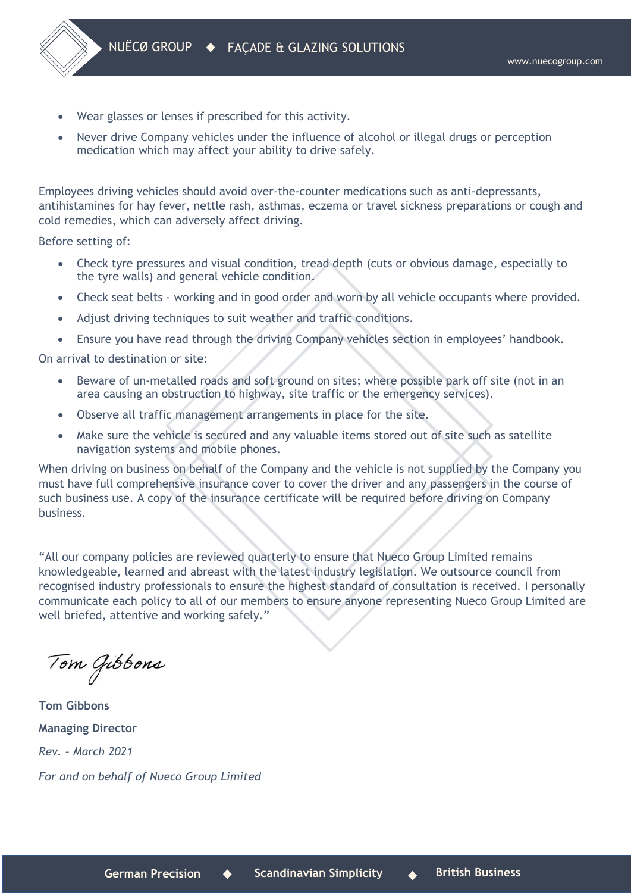- Wear glasses or lenses if prescribed for this activity.
- Never drive Company vehicles under the influence of alcohol or illegal drugs or perception medication which may affect your ability to drive safely.

Employees driving vehicles should avoid over-the-counter medications such as anti-depressants, antihistamines for hay fever, nettle rash, asthmas, eczema or travel sickness preparations or cough and cold remedies, which can adversely affect driving.

Before setting of:

- Check tyre pressures and visual condition, tread depth (cuts or obvious damage, especially to the tyre walls) and general vehicle condition.
- Check seat belts - working and in good order and worn by all vehicle occupants where provided.
- Adjust driving techniques to suit weather and traffic conditions.
- Ensure you have read through the driving Company vehicles section in employees' handbook.

On arrival to destination or site:

- Beware of un-metalled roads and soft ground on sites; where possible park off site (not in an area causing an obstruction to highway, site traffic or the emergency services).
- Observe all traffic management arrangements in place for the site.
- Make sure the vehicle is secured and any valuable items stored out of site such as satellite navigation systems and mobile phones.

When driving on business on behalf of the Company and the vehicle is not supplied by the Company you must have full comprehensive insurance cover to cover the driver and any passengers in the course of such business use. A copy of the insurance certificate will be required before driving on Company business.

"All our company policies are reviewed quarterly to ensure that Nueco Group Limited remains knowledgeable, learned and abreast with the latest industry legislation. We outsource council from recognised industry professionals to ensure the highest standard of consultation is received. I personally communicate each policy to all of our members to ensure anyone representing Nueco Group Limited are well briefed, attentive and working safely."

Tom Gibbons

**Tom Gibbons**

**Managing Director**

*Rev. – March 2021*

*For and on behalf of Nueco Group Limited*